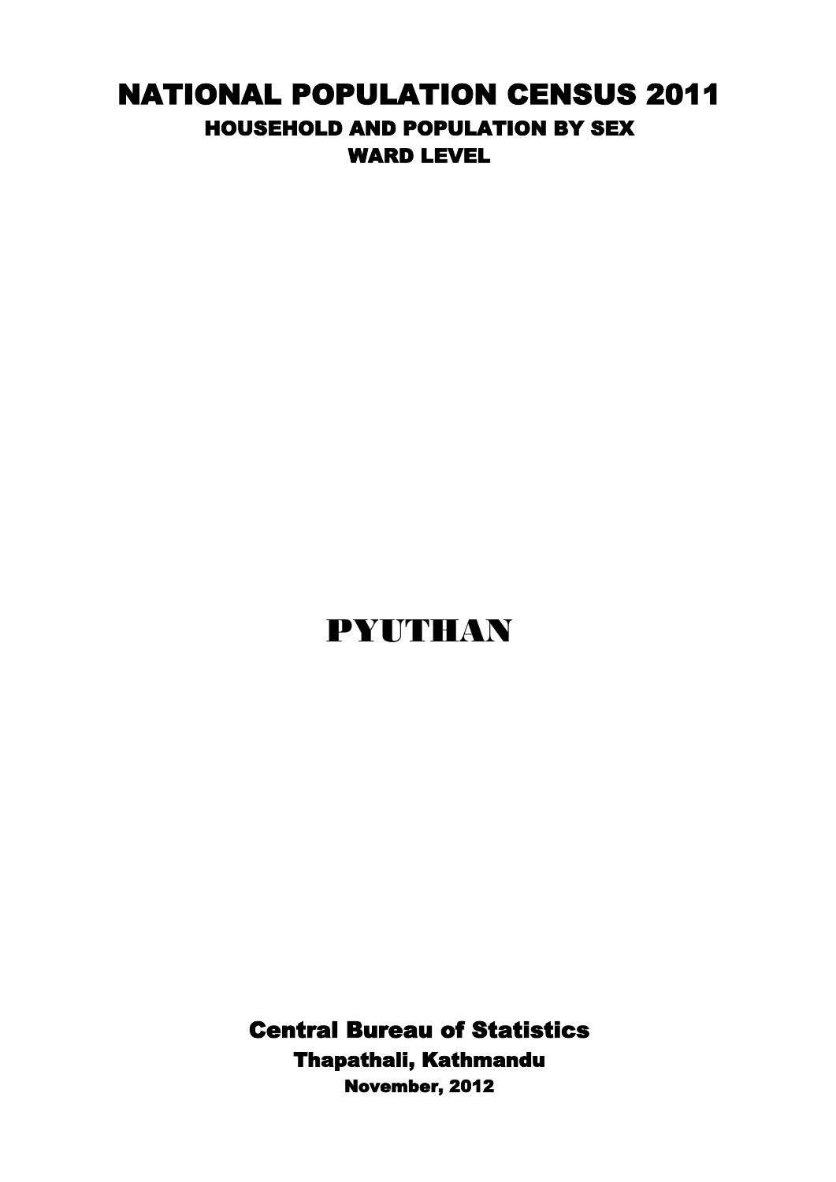# NATIONAL POPULATION CENSUS 2011

## HOUSEHOLD AND POPULATION BY SEX

## WARD LEVEL

# PYUTHAN

**Central Bureau of Statistics**

**Thapathali, Kathmandu**

**November, 2012**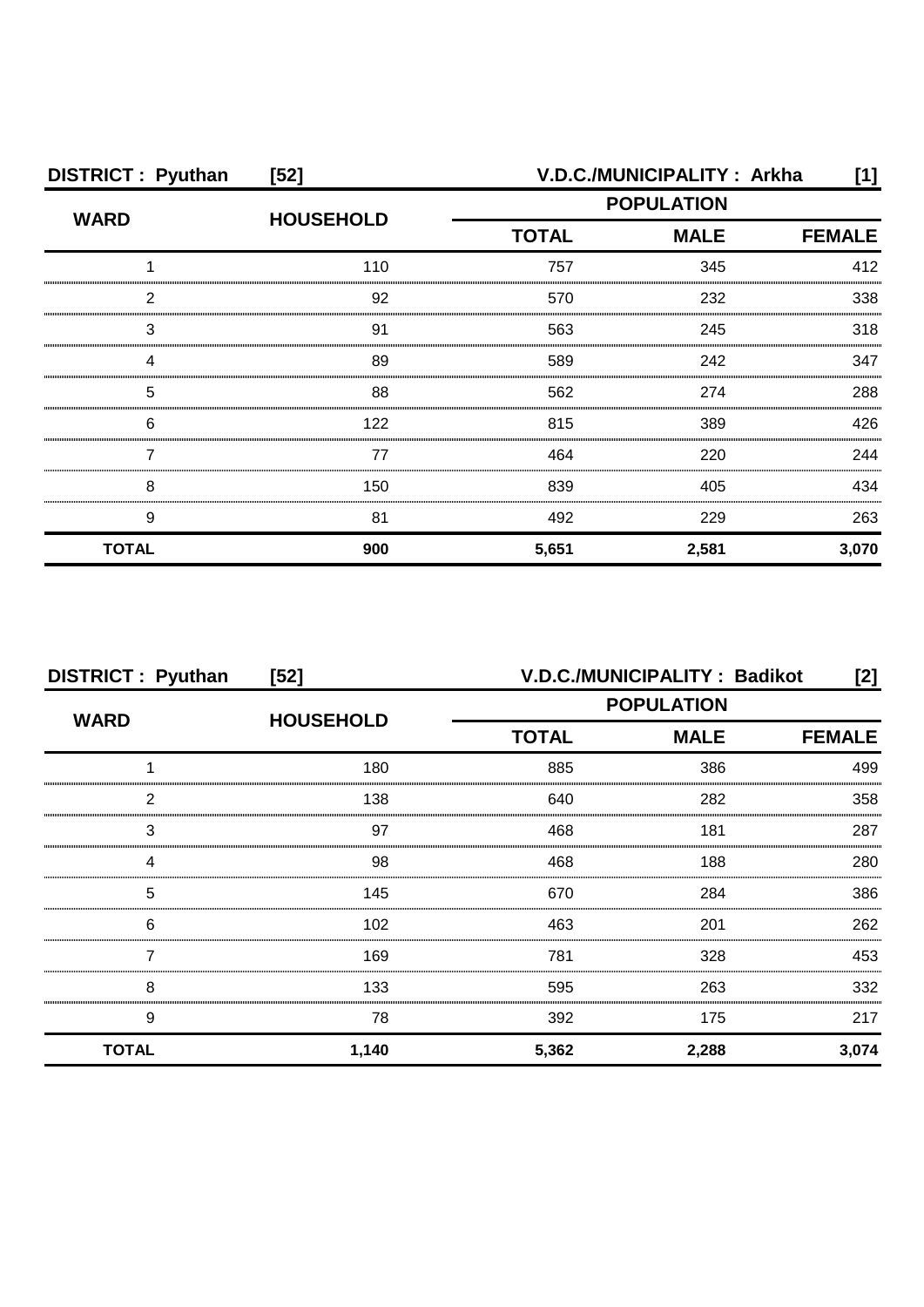| DISTRICT : Pyuthan | [52] | V.D.C./MUNICIPALITY : Arkha | | [1] |
|---|---|---|---|---|
| WARD | HOUSEHOLD | POPULATION | | |
| | | TOTAL | MALE | FEMALE |
| 1 | 110 | 757 | 345 | 412 |
| 2 | 92 | 570 | 232 | 338 |
| 3 | 91 | 563 | 245 | 318 |
| 4 | 89 | 589 | 242 | 347 |
| 5 | 88 | 562 | 274 | 288 |
| 6 | 122 | 815 | 389 | 426 |
| 7 | 77 | 464 | 220 | 244 |
| 8 | 150 | 839 | 405 | 434 |
| 9 | 81 | 492 | 229 | 263 |
| **TOTAL** | **900** | **5,651** | **2,581** | **3,070** |

| DISTRICT : Pyuthan | [52] | V.D.C./MUNICIPALITY : Badikot | | [2] |
|---|---|---|---|---|
| WARD | HOUSEHOLD | POPULATION | | |
| | | TOTAL | MALE | FEMALE |
| 1 | 180 | 885 | 386 | 499 |
| 2 | 138 | 640 | 282 | 358 |
| 3 | 97 | 468 | 181 | 287 |
| 4 | 98 | 468 | 188 | 280 |
| 5 | 145 | 670 | 284 | 386 |
| 6 | 102 | 463 | 201 | 262 |
| 7 | 169 | 781 | 328 | 453 |
| 8 | 133 | 595 | 263 | 332 |
| 9 | 78 | 392 | 175 | 217 |
| **TOTAL** | **1,140** | **5,362** | **2,288** | **3,074** |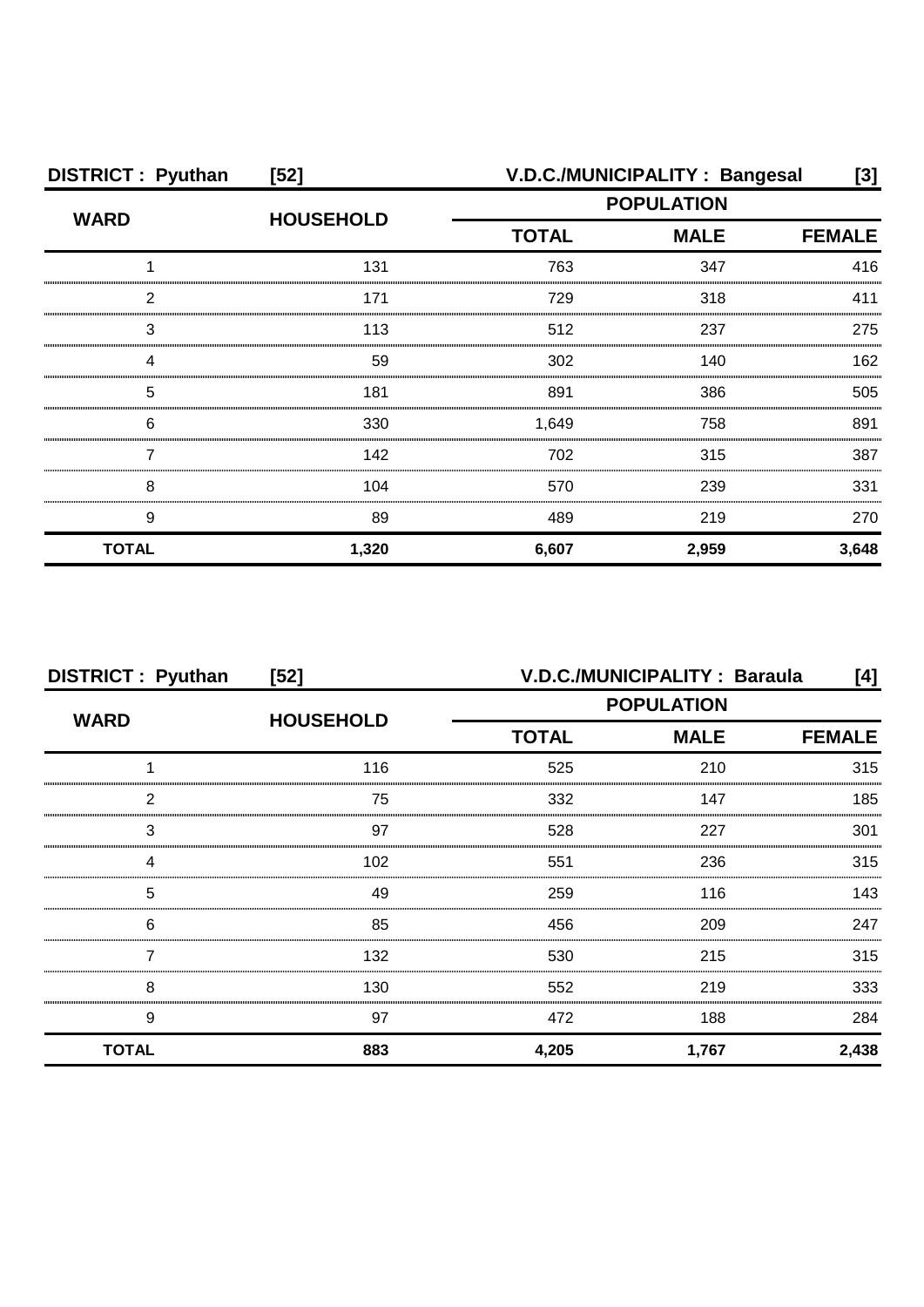| DISTRICT : Pyuthan | [52] | V.D.C./MUNICIPALITY : Bangesal | | [3] |
|---|---|---|---|---|
| WARD | HOUSEHOLD | POPULATION | | |
| | | TOTAL | MALE | FEMALE |
| 1 | 131 | 763 | 347 | 416 |
| 2 | 171 | 729 | 318 | 411 |
| 3 | 113 | 512 | 237 | 275 |
| 4 | 59 | 302 | 140 | 162 |
| 5 | 181 | 891 | 386 | 505 |
| 6 | 330 | 1,649 | 758 | 891 |
| 7 | 142 | 702 | 315 | 387 |
| 8 | 104 | 570 | 239 | 331 |
| 9 | 89 | 489 | 219 | 270 |
| **TOTAL** | **1,320** | **6,607** | **2,959** | **3,648** |

| DISTRICT : Pyuthan | [52] | V.D.C./MUNICIPALITY : Baraula | | [4] |
|---|---|---|---|---|
| WARD | HOUSEHOLD | POPULATION | | |
| | | TOTAL | MALE | FEMALE |
| 1 | 116 | 525 | 210 | 315 |
| 2 | 75 | 332 | 147 | 185 |
| 3 | 97 | 528 | 227 | 301 |
| 4 | 102 | 551 | 236 | 315 |
| 5 | 49 | 259 | 116 | 143 |
| 6 | 85 | 456 | 209 | 247 |
| 7 | 132 | 530 | 215 | 315 |
| 8 | 130 | 552 | 219 | 333 |
| 9 | 97 | 472 | 188 | 284 |
| **TOTAL** | **883** | **4,205** | **1,767** | **2,438** |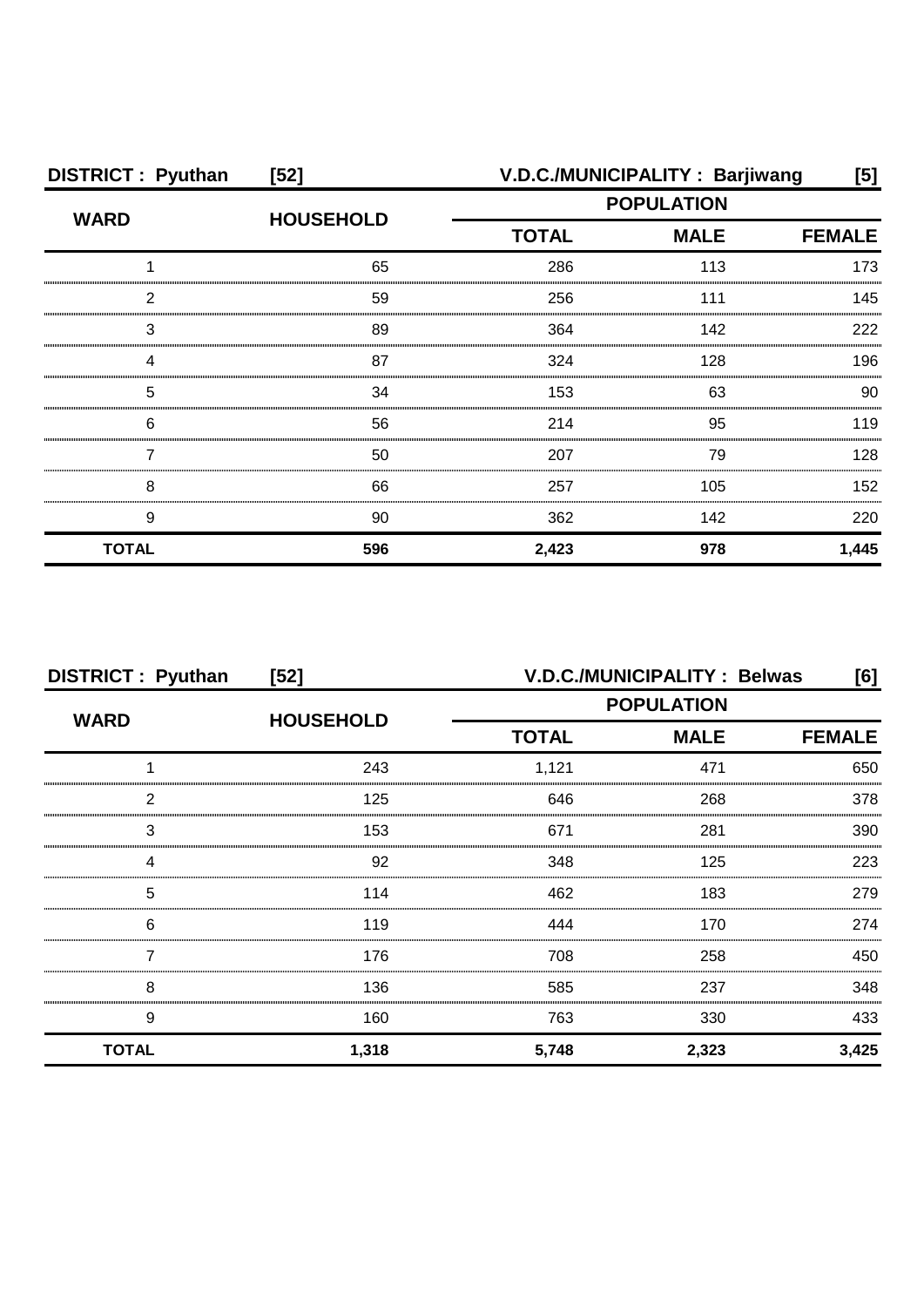**DISTRICT : Pyuthan [52] V.D.C./MUNICIPALITY : Barjiwang [5]**

| WARD | HOUSEHOLD | POPULATION | | |
|---|---|---|---|---|
| | | TOTAL | MALE | FEMALE |
| 1 | 65 | 286 | 113 | 173 |
| 2 | 59 | 256 | 111 | 145 |
| 3 | 89 | 364 | 142 | 222 |
| 4 | 87 | 324 | 128 | 196 |
| 5 | 34 | 153 | 63 | 90 |
| 6 | 56 | 214 | 95 | 119 |
| 7 | 50 | 207 | 79 | 128 |
| 8 | 66 | 257 | 105 | 152 |
| 9 | 90 | 362 | 142 | 220 |
| **TOTAL** | **596** | **2,423** | **978** | **1,445** |

**DISTRICT : Pyuthan [52] V.D.C./MUNICIPALITY : Belwas [6]**

| WARD | HOUSEHOLD | POPULATION | | |
|---|---|---|---|---|
| | | TOTAL | MALE | FEMALE |
| 1 | 243 | 1,121 | 471 | 650 |
| 2 | 125 | 646 | 268 | 378 |
| 3 | 153 | 671 | 281 | 390 |
| 4 | 92 | 348 | 125 | 223 |
| 5 | 114 | 462 | 183 | 279 |
| 6 | 119 | 444 | 170 | 274 |
| 7 | 176 | 708 | 258 | 450 |
| 8 | 136 | 585 | 237 | 348 |
| 9 | 160 | 763 | 330 | 433 |
| **TOTAL** | **1,318** | **5,748** | **2,323** | **3,425** |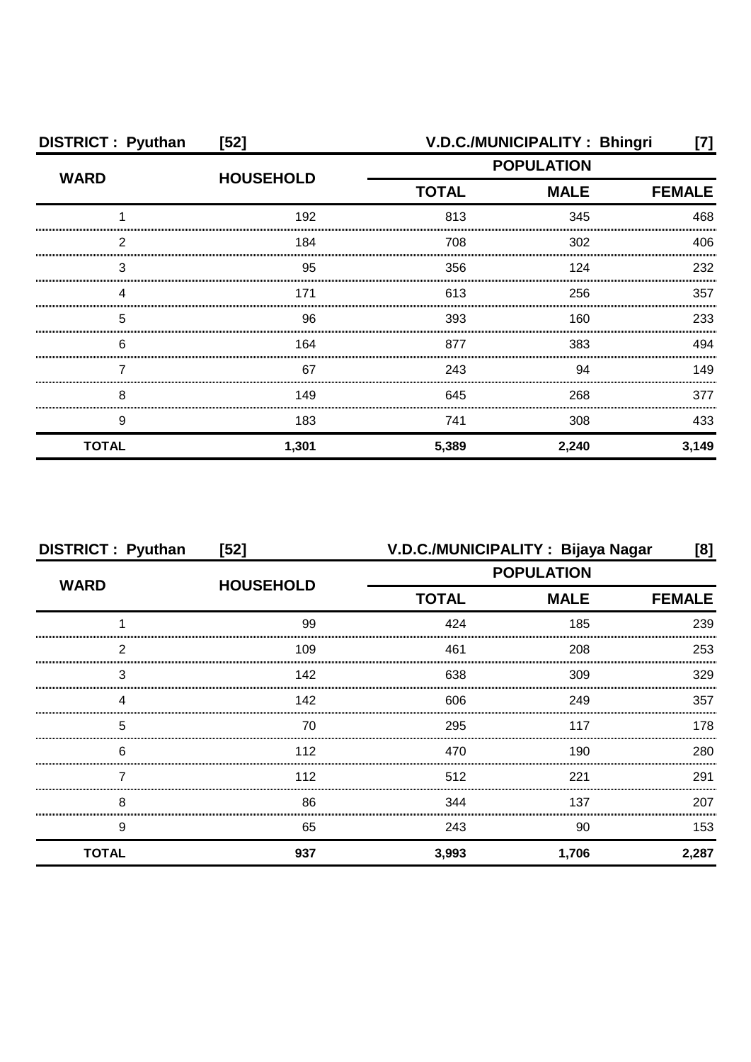**DISTRICT : Pyuthan [52] V.D.C./MUNICIPALITY : Bhingri [7]**

| WARD | HOUSEHOLD | POPULATION | | |
|---|---|---|---|---|
| | | TOTAL | MALE | FEMALE |
| 1 | 192 | 813 | 345 | 468 |
| 2 | 184 | 708 | 302 | 406 |
| 3 | 95 | 356 | 124 | 232 |
| 4 | 171 | 613 | 256 | 357 |
| 5 | 96 | 393 | 160 | 233 |
| 6 | 164 | 877 | 383 | 494 |
| 7 | 67 | 243 | 94 | 149 |
| 8 | 149 | 645 | 268 | 377 |
| 9 | 183 | 741 | 308 | 433 |
| **TOTAL** | **1,301** | **5,389** | **2,240** | **3,149** |

**DISTRICT : Pyuthan [52] V.D.C./MUNICIPALITY : Bijaya Nagar [8]**

| WARD | HOUSEHOLD | POPULATION | | |
|---|---|---|---|---|
| | | TOTAL | MALE | FEMALE |
| 1 | 99 | 424 | 185 | 239 |
| 2 | 109 | 461 | 208 | 253 |
| 3 | 142 | 638 | 309 | 329 |
| 4 | 142 | 606 | 249 | 357 |
| 5 | 70 | 295 | 117 | 178 |
| 6 | 112 | 470 | 190 | 280 |
| 7 | 112 | 512 | 221 | 291 |
| 8 | 86 | 344 | 137 | 207 |
| 9 | 65 | 243 | 90 | 153 |
| **TOTAL** | **937** | **3,993** | **1,706** | **2,287** |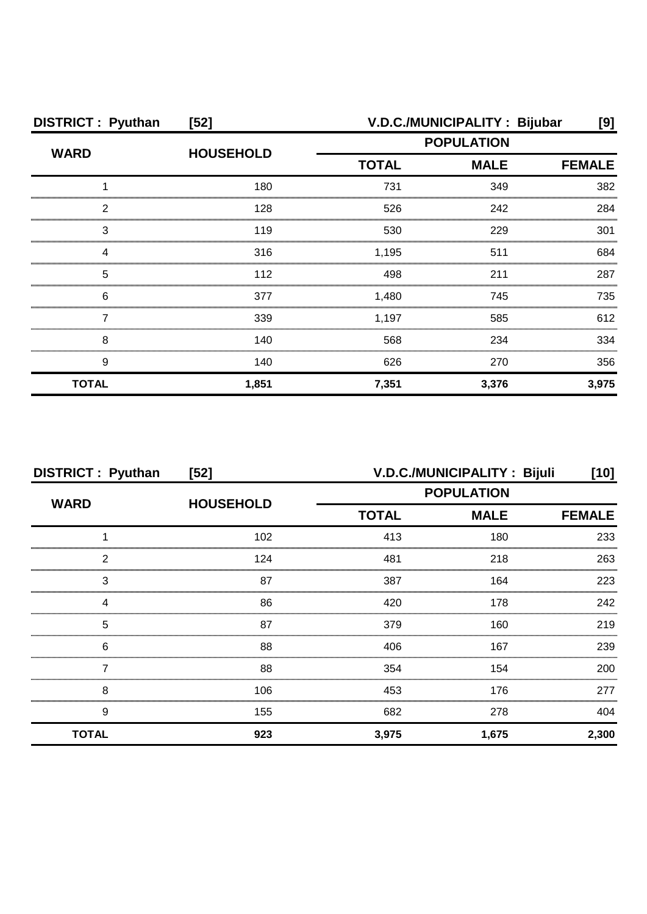**DISTRICT : Pyuthan [52] V.D.C./MUNICIPALITY : Bijubar [9]**

| WARD | HOUSEHOLD | POPULATION | | |
|---|---|---|---|---|
| | | TOTAL | MALE | FEMALE |
| 1 | 180 | 731 | 349 | 382 |
| 2 | 128 | 526 | 242 | 284 |
| 3 | 119 | 530 | 229 | 301 |
| 4 | 316 | 1,195 | 511 | 684 |
| 5 | 112 | 498 | 211 | 287 |
| 6 | 377 | 1,480 | 745 | 735 |
| 7 | 339 | 1,197 | 585 | 612 |
| 8 | 140 | 568 | 234 | 334 |
| 9 | 140 | 626 | 270 | 356 |
| **TOTAL** | **1,851** | **7,351** | **3,376** | **3,975** |

**DISTRICT : Pyuthan [52] V.D.C./MUNICIPALITY : Bijuli [10]**

| WARD | HOUSEHOLD | POPULATION | | |
|---|---|---|---|---|
| | | TOTAL | MALE | FEMALE |
| 1 | 102 | 413 | 180 | 233 |
| 2 | 124 | 481 | 218 | 263 |
| 3 | 87 | 387 | 164 | 223 |
| 4 | 86 | 420 | 178 | 242 |
| 5 | 87 | 379 | 160 | 219 |
| 6 | 88 | 406 | 167 | 239 |
| 7 | 88 | 354 | 154 | 200 |
| 8 | 106 | 453 | 176 | 277 |
| 9 | 155 | 682 | 278 | 404 |
| **TOTAL** | **923** | **3,975** | **1,675** | **2,300** |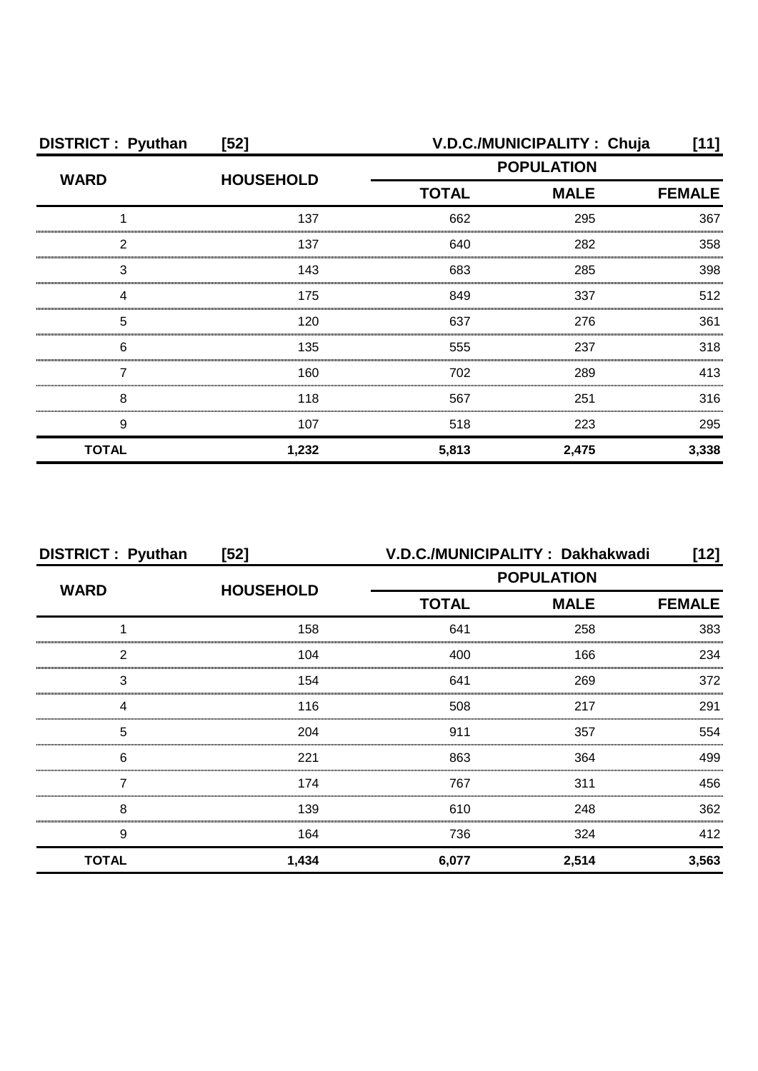| DISTRICT : Pyuthan | [52] | V.D.C./MUNICIPALITY : Chuja | | [11] |
|---|---|---|---|---|
| WARD | HOUSEHOLD | POPULATION | | |
| | | TOTAL | MALE | FEMALE |
| 1 | 137 | 662 | 295 | 367 |
| 2 | 137 | 640 | 282 | 358 |
| 3 | 143 | 683 | 285 | 398 |
| 4 | 175 | 849 | 337 | 512 |
| 5 | 120 | 637 | 276 | 361 |
| 6 | 135 | 555 | 237 | 318 |
| 7 | 160 | 702 | 289 | 413 |
| 8 | 118 | 567 | 251 | 316 |
| 9 | 107 | 518 | 223 | 295 |
| **TOTAL** | **1,232** | **5,813** | **2,475** | **3,338** |

| DISTRICT : Pyuthan | [52] | V.D.C./MUNICIPALITY : Dakhakwadi | | [12] |
|---|---|---|---|---|
| WARD | HOUSEHOLD | POPULATION | | |
| | | TOTAL | MALE | FEMALE |
| 1 | 158 | 641 | 258 | 383 |
| 2 | 104 | 400 | 166 | 234 |
| 3 | 154 | 641 | 269 | 372 |
| 4 | 116 | 508 | 217 | 291 |
| 5 | 204 | 911 | 357 | 554 |
| 6 | 221 | 863 | 364 | 499 |
| 7 | 174 | 767 | 311 | 456 |
| 8 | 139 | 610 | 248 | 362 |
| 9 | 164 | 736 | 324 | 412 |
| **TOTAL** | **1,434** | **6,077** | **2,514** | **3,563** |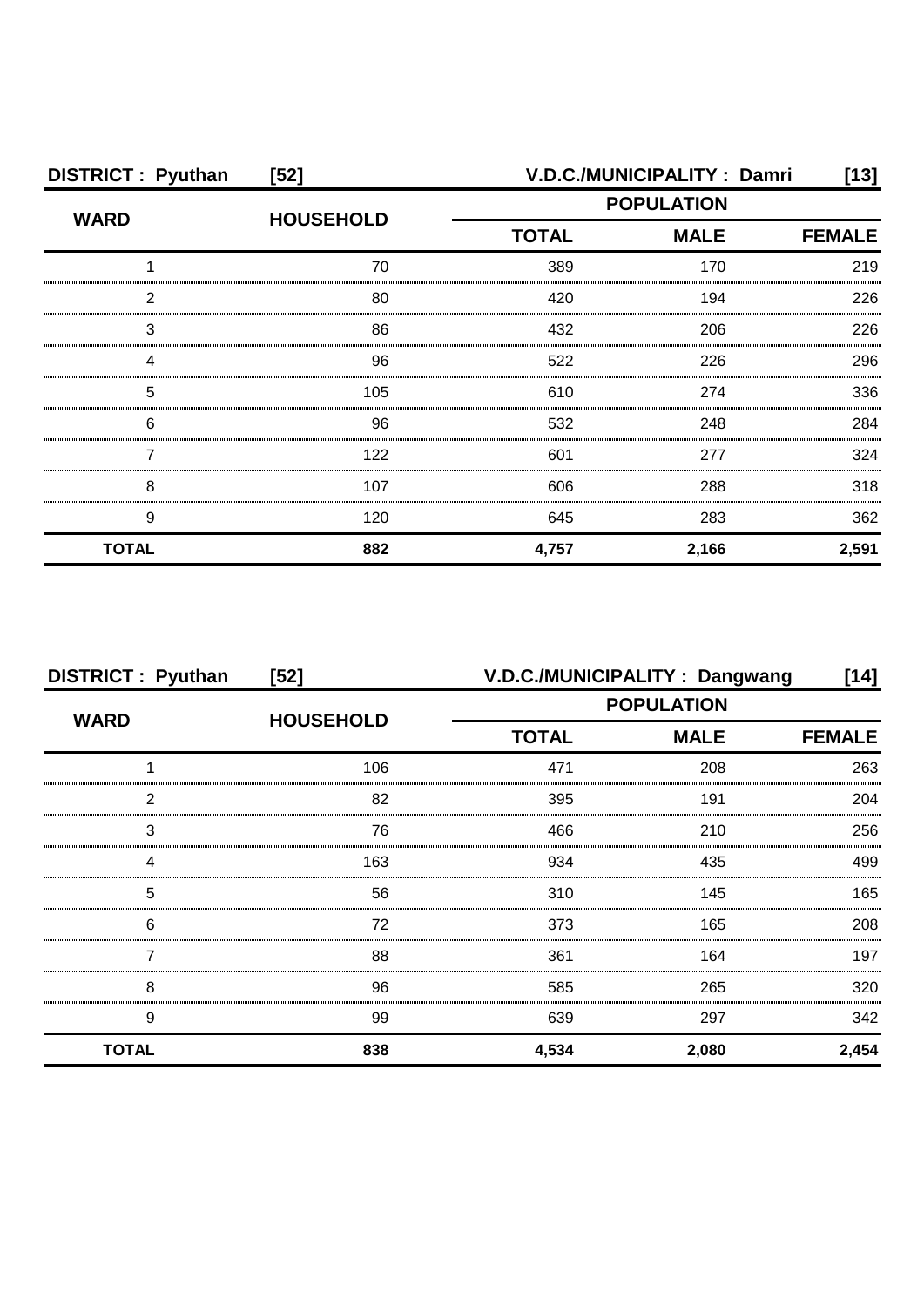**DISTRICT : Pyuthan [52] V.D.C./MUNICIPALITY : Damri [13]**

| WARD | HOUSEHOLD | POPULATION | | |
|---|---|---|---|---|
| | | TOTAL | MALE | FEMALE |
| 1 | 70 | 389 | 170 | 219 |
| 2 | 80 | 420 | 194 | 226 |
| 3 | 86 | 432 | 206 | 226 |
| 4 | 96 | 522 | 226 | 296 |
| 5 | 105 | 610 | 274 | 336 |
| 6 | 96 | 532 | 248 | 284 |
| 7 | 122 | 601 | 277 | 324 |
| 8 | 107 | 606 | 288 | 318 |
| 9 | 120 | 645 | 283 | 362 |
| **TOTAL** | **882** | **4,757** | **2,166** | **2,591** |

**DISTRICT : Pyuthan [52] V.D.C./MUNICIPALITY : Dangwang [14]**

| WARD | HOUSEHOLD | POPULATION | | |
|---|---|---|---|---|
| | | TOTAL | MALE | FEMALE |
| 1 | 106 | 471 | 208 | 263 |
| 2 | 82 | 395 | 191 | 204 |
| 3 | 76 | 466 | 210 | 256 |
| 4 | 163 | 934 | 435 | 499 |
| 5 | 56 | 310 | 145 | 165 |
| 6 | 72 | 373 | 165 | 208 |
| 7 | 88 | 361 | 164 | 197 |
| 8 | 96 | 585 | 265 | 320 |
| 9 | 99 | 639 | 297 | 342 |
| **TOTAL** | **838** | **4,534** | **2,080** | **2,454** |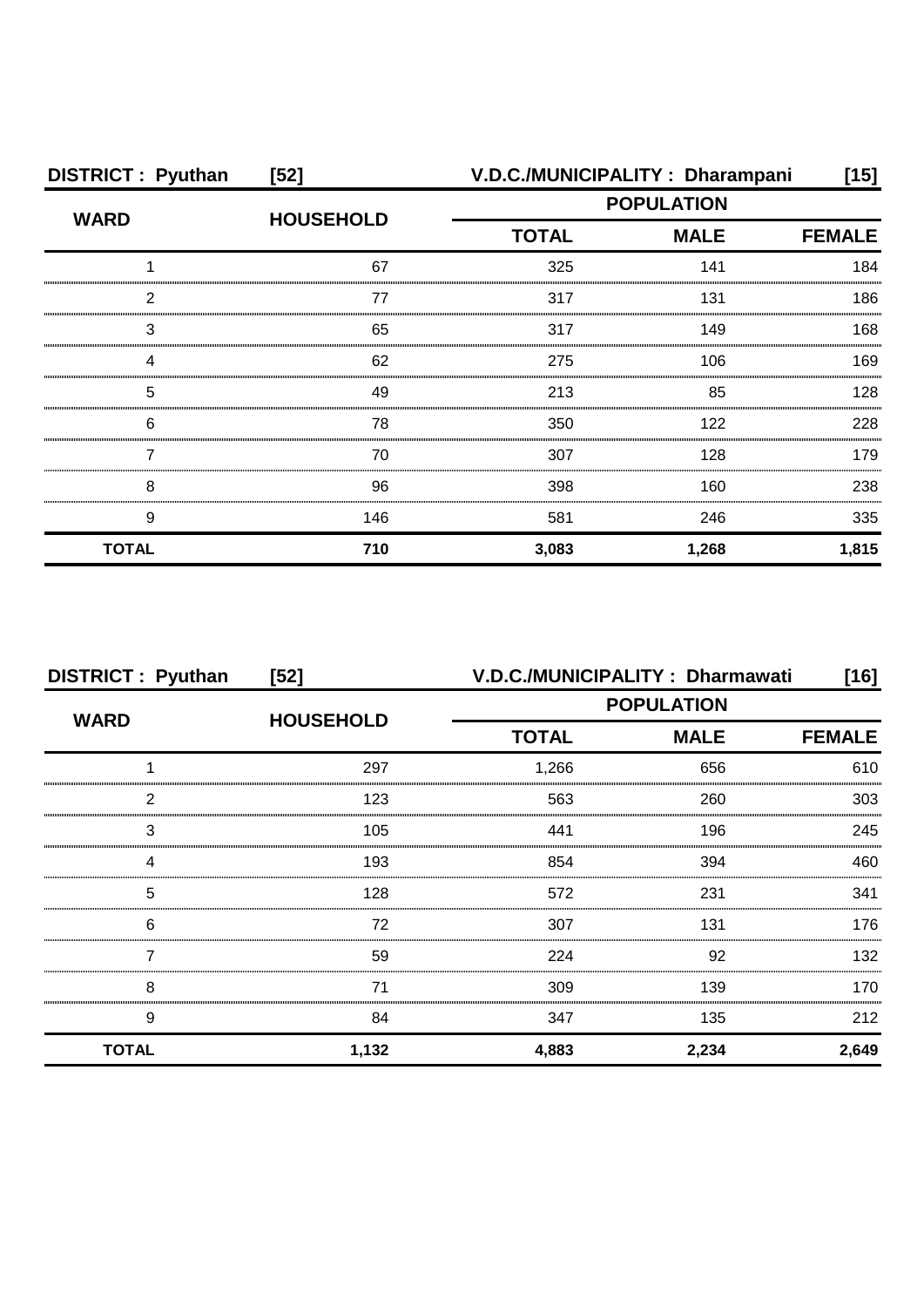**DISTRICT : Pyuthan [52] V.D.C./MUNICIPALITY : Dharampani [15]**

| WARD | HOUSEHOLD | POPULATION | | |
|---|---|---|---|---|
| | | TOTAL | MALE | FEMALE |
| 1 | 67 | 325 | 141 | 184 |
| 2 | 77 | 317 | 131 | 186 |
| 3 | 65 | 317 | 149 | 168 |
| 4 | 62 | 275 | 106 | 169 |
| 5 | 49 | 213 | 85 | 128 |
| 6 | 78 | 350 | 122 | 228 |
| 7 | 70 | 307 | 128 | 179 |
| 8 | 96 | 398 | 160 | 238 |
| 9 | 146 | 581 | 246 | 335 |
| **TOTAL** | **710** | **3,083** | **1,268** | **1,815** |

**DISTRICT : Pyuthan [52] V.D.C./MUNICIPALITY : Dharmawati [16]**

| WARD | HOUSEHOLD | POPULATION | | |
|---|---|---|---|---|
| | | TOTAL | MALE | FEMALE |
| 1 | 297 | 1,266 | 656 | 610 |
| 2 | 123 | 563 | 260 | 303 |
| 3 | 105 | 441 | 196 | 245 |
| 4 | 193 | 854 | 394 | 460 |
| 5 | 128 | 572 | 231 | 341 |
| 6 | 72 | 307 | 131 | 176 |
| 7 | 59 | 224 | 92 | 132 |
| 8 | 71 | 309 | 139 | 170 |
| 9 | 84 | 347 | 135 | 212 |
| **TOTAL** | **1,132** | **4,883** | **2,234** | **2,649** |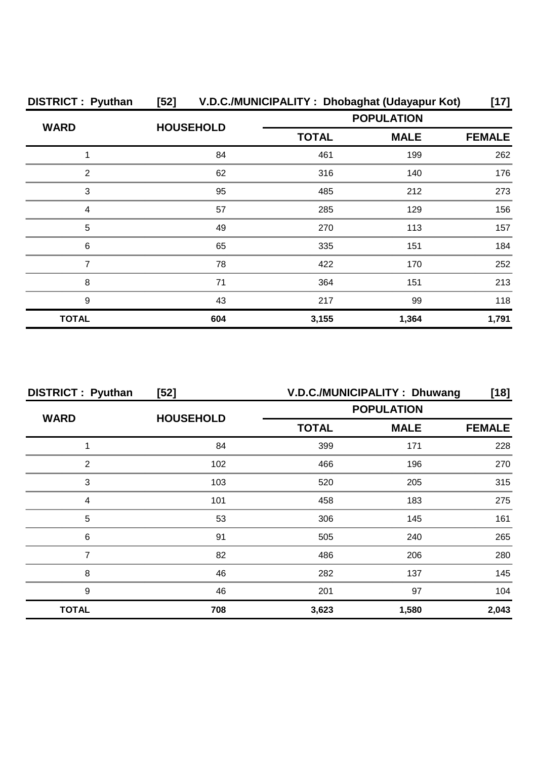**DISTRICT : Pyuthan [52] V.D.C./MUNICIPALITY : Dhobaghat (Udayapur Kot) [17]**

| WARD | HOUSEHOLD | POPULATION | | |
|---|---|---|---|---|
| | | TOTAL | MALE | FEMALE |
| 1 | 84 | 461 | 199 | 262 |
| 2 | 62 | 316 | 140 | 176 |
| 3 | 95 | 485 | 212 | 273 |
| 4 | 57 | 285 | 129 | 156 |
| 5 | 49 | 270 | 113 | 157 |
| 6 | 65 | 335 | 151 | 184 |
| 7 | 78 | 422 | 170 | 252 |
| 8 | 71 | 364 | 151 | 213 |
| 9 | 43 | 217 | 99 | 118 |
| **TOTAL** | **604** | **3,155** | **1,364** | **1,791** |

**DISTRICT : Pyuthan [52] V.D.C./MUNICIPALITY : Dhuwang [18]**

| WARD | HOUSEHOLD | POPULATION | | |
|---|---|---|---|---|
| | | TOTAL | MALE | FEMALE |
| 1 | 84 | 399 | 171 | 228 |
| 2 | 102 | 466 | 196 | 270 |
| 3 | 103 | 520 | 205 | 315 |
| 4 | 101 | 458 | 183 | 275 |
| 5 | 53 | 306 | 145 | 161 |
| 6 | 91 | 505 | 240 | 265 |
| 7 | 82 | 486 | 206 | 280 |
| 8 | 46 | 282 | 137 | 145 |
| 9 | 46 | 201 | 97 | 104 |
| **TOTAL** | **708** | **3,623** | **1,580** | **2,043** |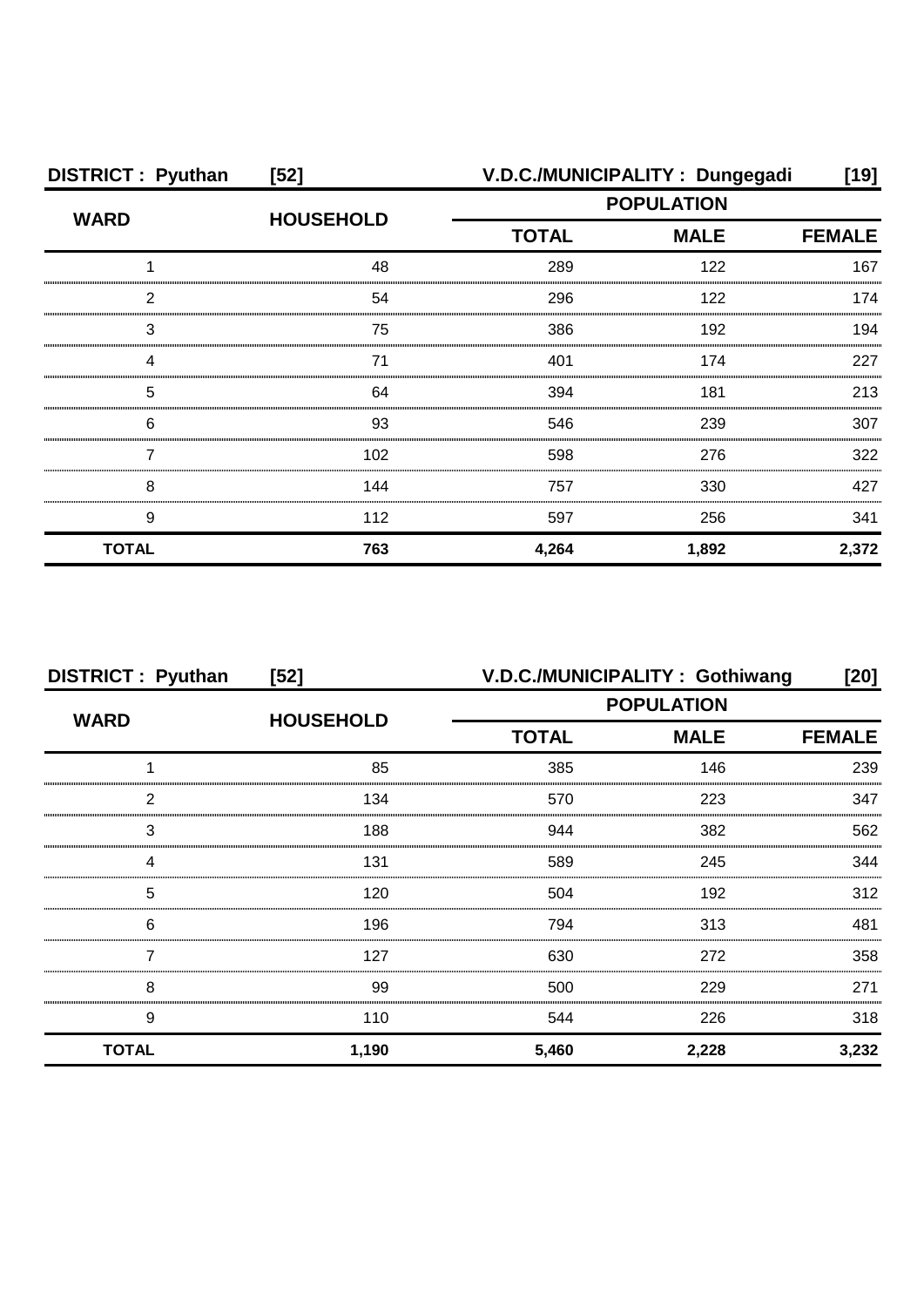**DISTRICT : Pyuthan [52]** **V.D.C./MUNICIPALITY : Dungegadi [19]**

| WARD | HOUSEHOLD | POPULATION | | |
|---|---|---|---|---|
| | | TOTAL | MALE | FEMALE |
| 1 | 48 | 289 | 122 | 167 |
| 2 | 54 | 296 | 122 | 174 |
| 3 | 75 | 386 | 192 | 194 |
| 4 | 71 | 401 | 174 | 227 |
| 5 | 64 | 394 | 181 | 213 |
| 6 | 93 | 546 | 239 | 307 |
| 7 | 102 | 598 | 276 | 322 |
| 8 | 144 | 757 | 330 | 427 |
| 9 | 112 | 597 | 256 | 341 |
| **TOTAL** | **763** | **4,264** | **1,892** | **2,372** |

**DISTRICT : Pyuthan [52]** **V.D.C./MUNICIPALITY : Gothiwang [20]**

| WARD | HOUSEHOLD | POPULATION | | |
|---|---|---|---|---|
| | | TOTAL | MALE | FEMALE |
| 1 | 85 | 385 | 146 | 239 |
| 2 | 134 | 570 | 223 | 347 |
| 3 | 188 | 944 | 382 | 562 |
| 4 | 131 | 589 | 245 | 344 |
| 5 | 120 | 504 | 192 | 312 |
| 6 | 196 | 794 | 313 | 481 |
| 7 | 127 | 630 | 272 | 358 |
| 8 | 99 | 500 | 229 | 271 |
| 9 | 110 | 544 | 226 | 318 |
| **TOTAL** | **1,190** | **5,460** | **2,228** | **3,232** |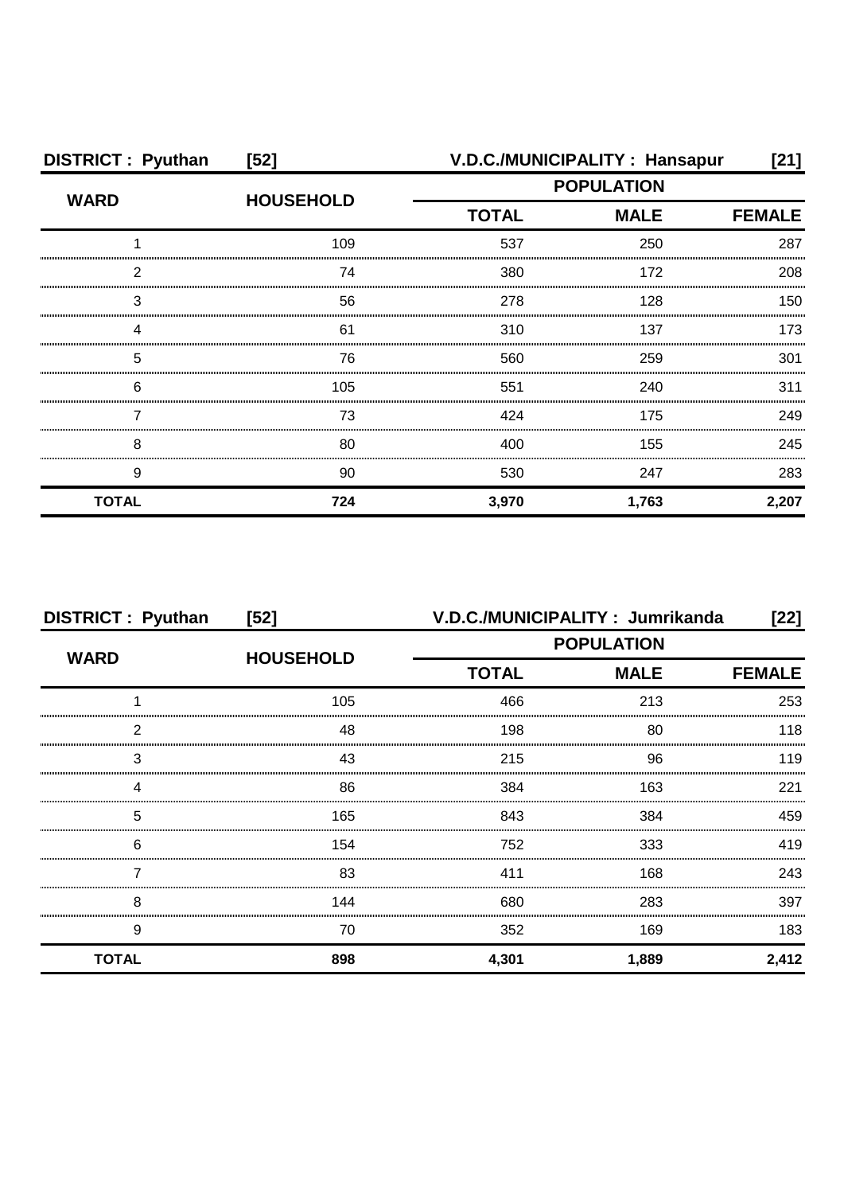**DISTRICT : Pyuthan [52] V.D.C./MUNICIPALITY : Hansapur [21]**

| WARD | HOUSEHOLD | POPULATION | | |
|---|---|---|---|---|
| | | TOTAL | MALE | FEMALE |
| 1 | 109 | 537 | 250 | 287 |
| 2 | 74 | 380 | 172 | 208 |
| 3 | 56 | 278 | 128 | 150 |
| 4 | 61 | 310 | 137 | 173 |
| 5 | 76 | 560 | 259 | 301 |
| 6 | 105 | 551 | 240 | 311 |
| 7 | 73 | 424 | 175 | 249 |
| 8 | 80 | 400 | 155 | 245 |
| 9 | 90 | 530 | 247 | 283 |
| **TOTAL** | **724** | **3,970** | **1,763** | **2,207** |

**DISTRICT : Pyuthan [52] V.D.C./MUNICIPALITY : Jumrikanda [22]**

| WARD | HOUSEHOLD | POPULATION | | |
|---|---|---|---|---|
| | | TOTAL | MALE | FEMALE |
| 1 | 105 | 466 | 213 | 253 |
| 2 | 48 | 198 | 80 | 118 |
| 3 | 43 | 215 | 96 | 119 |
| 4 | 86 | 384 | 163 | 221 |
| 5 | 165 | 843 | 384 | 459 |
| 6 | 154 | 752 | 333 | 419 |
| 7 | 83 | 411 | 168 | 243 |
| 8 | 144 | 680 | 283 | 397 |
| 9 | 70 | 352 | 169 | 183 |
| **TOTAL** | **898** | **4,301** | **1,889** | **2,412** |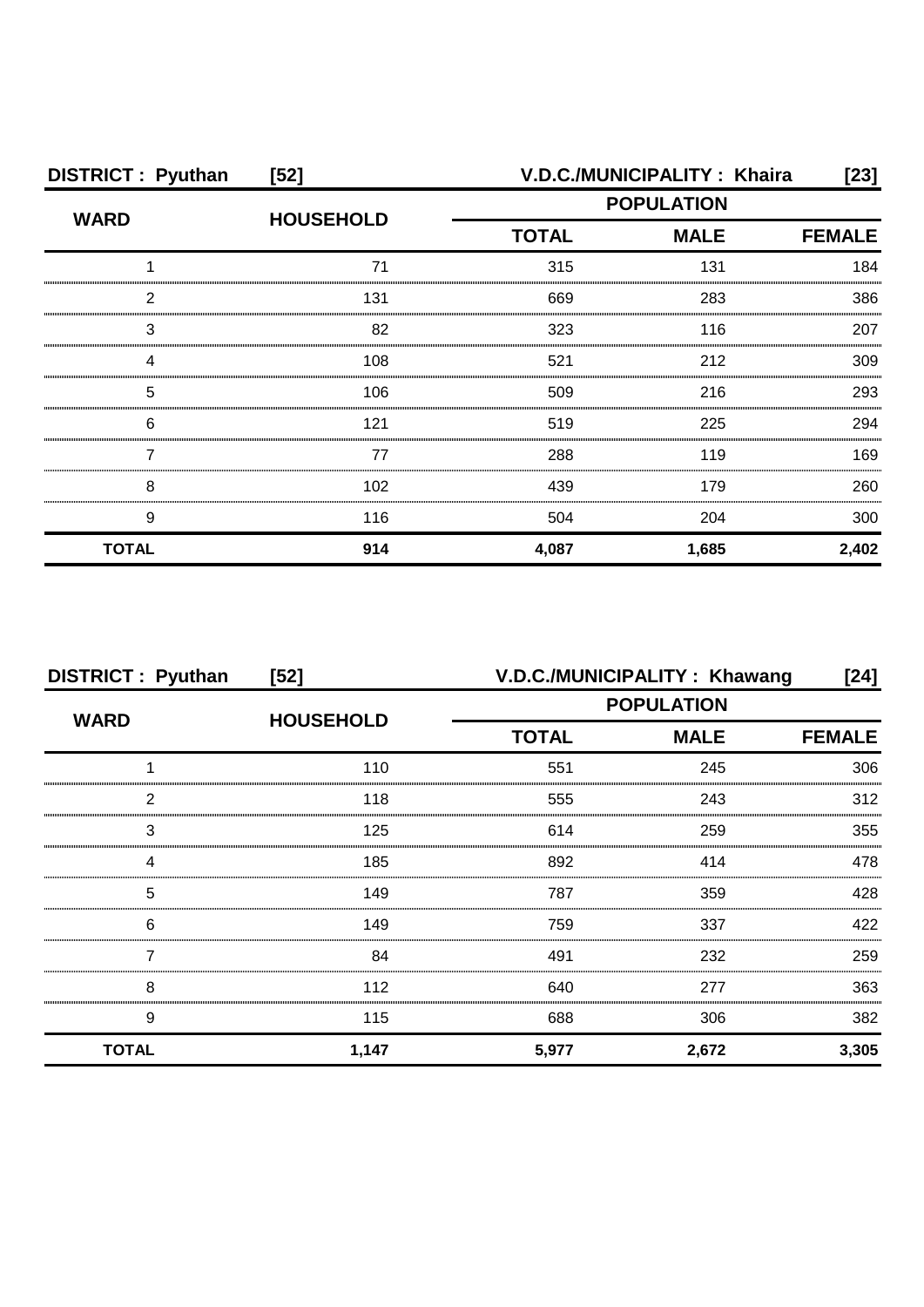| DISTRICT : Pyuthan | [52] | V.D.C./MUNICIPALITY : Khaira | | [23] |
|---|---|---|---|---|
| WARD | HOUSEHOLD | POPULATION | | |
| | | TOTAL | MALE | FEMALE |
| 1 | 71 | 315 | 131 | 184 |
| 2 | 131 | 669 | 283 | 386 |
| 3 | 82 | 323 | 116 | 207 |
| 4 | 108 | 521 | 212 | 309 |
| 5 | 106 | 509 | 216 | 293 |
| 6 | 121 | 519 | 225 | 294 |
| 7 | 77 | 288 | 119 | 169 |
| 8 | 102 | 439 | 179 | 260 |
| 9 | 116 | 504 | 204 | 300 |
| **TOTAL** | **914** | **4,087** | **1,685** | **2,402** |

| DISTRICT : Pyuthan | [52] | V.D.C./MUNICIPALITY : Khawang | | [24] |
|---|---|---|---|---|
| WARD | HOUSEHOLD | POPULATION | | |
| | | TOTAL | MALE | FEMALE |
| 1 | 110 | 551 | 245 | 306 |
| 2 | 118 | 555 | 243 | 312 |
| 3 | 125 | 614 | 259 | 355 |
| 4 | 185 | 892 | 414 | 478 |
| 5 | 149 | 787 | 359 | 428 |
| 6 | 149 | 759 | 337 | 422 |
| 7 | 84 | 491 | 232 | 259 |
| 8 | 112 | 640 | 277 | 363 |
| 9 | 115 | 688 | 306 | 382 |
| **TOTAL** | **1,147** | **5,977** | **2,672** | **3,305** |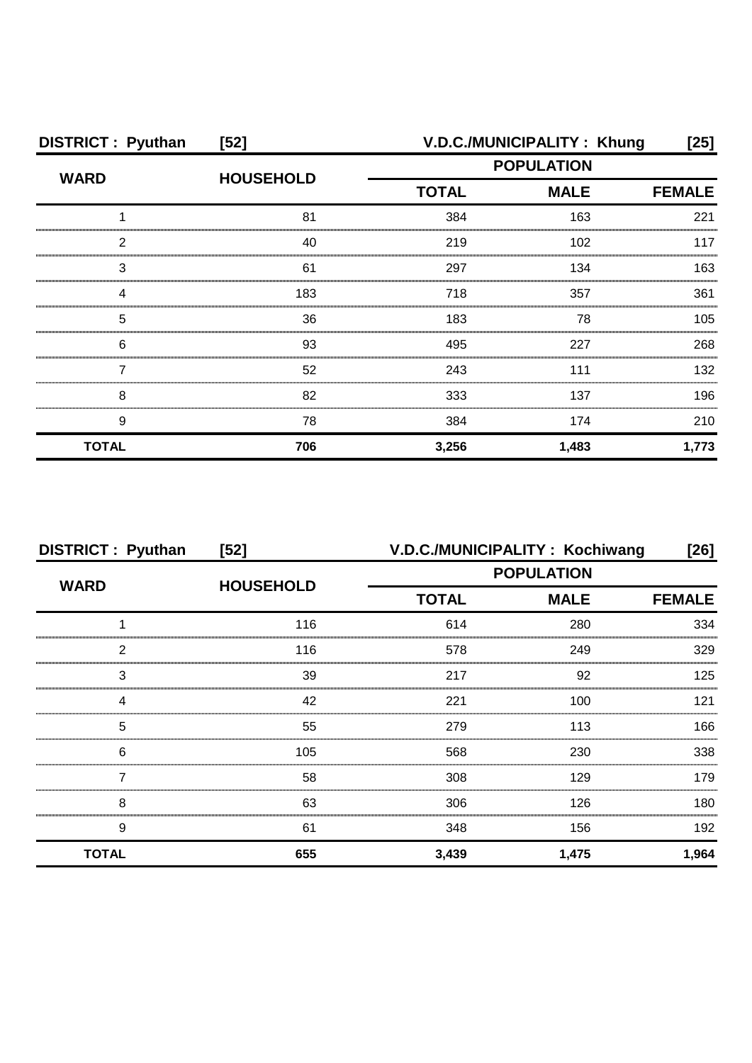**DISTRICT : Pyuthan [52] V.D.C./MUNICIPALITY : Khung [25]**

| WARD | HOUSEHOLD | POPULATION | | |
|---|---|---|---|---|
| | | TOTAL | MALE | FEMALE |
| 1 | 81 | 384 | 163 | 221 |
| 2 | 40 | 219 | 102 | 117 |
| 3 | 61 | 297 | 134 | 163 |
| 4 | 183 | 718 | 357 | 361 |
| 5 | 36 | 183 | 78 | 105 |
| 6 | 93 | 495 | 227 | 268 |
| 7 | 52 | 243 | 111 | 132 |
| 8 | 82 | 333 | 137 | 196 |
| 9 | 78 | 384 | 174 | 210 |
| **TOTAL** | **706** | **3,256** | **1,483** | **1,773** |

**DISTRICT : Pyuthan [52] V.D.C./MUNICIPALITY : Kochiwang [26]**

| WARD | HOUSEHOLD | POPULATION | | |
|---|---|---|---|---|
| | | TOTAL | MALE | FEMALE |
| 1 | 116 | 614 | 280 | 334 |
| 2 | 116 | 578 | 249 | 329 |
| 3 | 39 | 217 | 92 | 125 |
| 4 | 42 | 221 | 100 | 121 |
| 5 | 55 | 279 | 113 | 166 |
| 6 | 105 | 568 | 230 | 338 |
| 7 | 58 | 308 | 129 | 179 |
| 8 | 63 | 306 | 126 | 180 |
| 9 | 61 | 348 | 156 | 192 |
| **TOTAL** | **655** | **3,439** | **1,475** | **1,964** |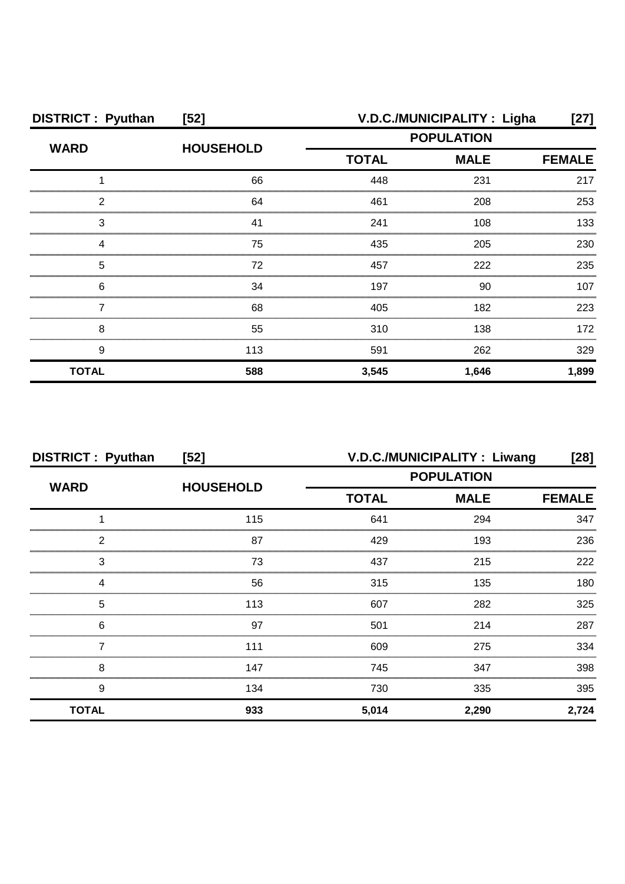**DISTRICT : Pyuthan [52] V.D.C./MUNICIPALITY : Ligha [27]**

| WARD | HOUSEHOLD | POPULATION | | |
|---|---|---|---|---|
| | | TOTAL | MALE | FEMALE |
| 1 | 66 | 448 | 231 | 217 |
| 2 | 64 | 461 | 208 | 253 |
| 3 | 41 | 241 | 108 | 133 |
| 4 | 75 | 435 | 205 | 230 |
| 5 | 72 | 457 | 222 | 235 |
| 6 | 34 | 197 | 90 | 107 |
| 7 | 68 | 405 | 182 | 223 |
| 8 | 55 | 310 | 138 | 172 |
| 9 | 113 | 591 | 262 | 329 |
| **TOTAL** | **588** | **3,545** | **1,646** | **1,899** |

**DISTRICT : Pyuthan [52] V.D.C./MUNICIPALITY : Liwang [28]**

| WARD | HOUSEHOLD | POPULATION | | |
|---|---|---|---|---|
| | | TOTAL | MALE | FEMALE |
| 1 | 115 | 641 | 294 | 347 |
| 2 | 87 | 429 | 193 | 236 |
| 3 | 73 | 437 | 215 | 222 |
| 4 | 56 | 315 | 135 | 180 |
| 5 | 113 | 607 | 282 | 325 |
| 6 | 97 | 501 | 214 | 287 |
| 7 | 111 | 609 | 275 | 334 |
| 8 | 147 | 745 | 347 | 398 |
| 9 | 134 | 730 | 335 | 395 |
| **TOTAL** | **933** | **5,014** | **2,290** | **2,724** |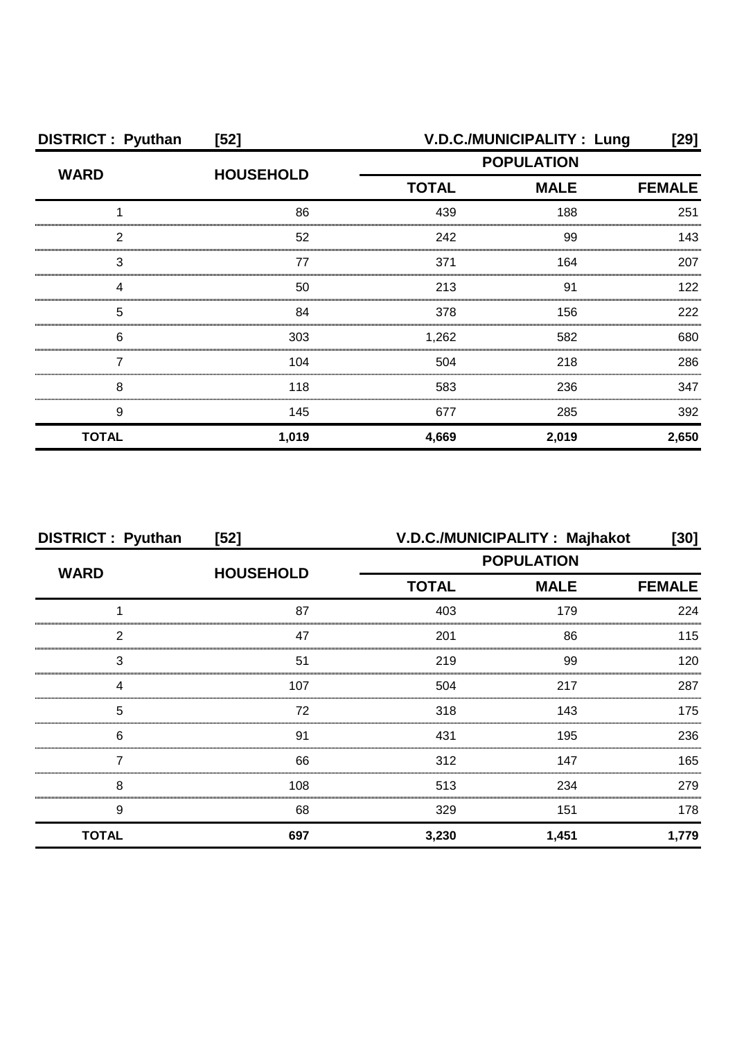| DISTRICT : Pyuthan | [52] | V.D.C./MUNICIPALITY : Lung | | [29] |
|---|---|---|---|---|
| WARD | HOUSEHOLD | POPULATION | | |
| | | TOTAL | MALE | FEMALE |
| 1 | 86 | 439 | 188 | 251 |
| 2 | 52 | 242 | 99 | 143 |
| 3 | 77 | 371 | 164 | 207 |
| 4 | 50 | 213 | 91 | 122 |
| 5 | 84 | 378 | 156 | 222 |
| 6 | 303 | 1,262 | 582 | 680 |
| 7 | 104 | 504 | 218 | 286 |
| 8 | 118 | 583 | 236 | 347 |
| 9 | 145 | 677 | 285 | 392 |
| **TOTAL** | **1,019** | **4,669** | **2,019** | **2,650** |

| DISTRICT : Pyuthan | [52] | V.D.C./MUNICIPALITY : Majhakot | | [30] |
|---|---|---|---|---|
| WARD | HOUSEHOLD | POPULATION | | |
| | | TOTAL | MALE | FEMALE |
| 1 | 87 | 403 | 179 | 224 |
| 2 | 47 | 201 | 86 | 115 |
| 3 | 51 | 219 | 99 | 120 |
| 4 | 107 | 504 | 217 | 287 |
| 5 | 72 | 318 | 143 | 175 |
| 6 | 91 | 431 | 195 | 236 |
| 7 | 66 | 312 | 147 | 165 |
| 8 | 108 | 513 | 234 | 279 |
| 9 | 68 | 329 | 151 | 178 |
| **TOTAL** | **697** | **3,230** | **1,451** | **1,779** |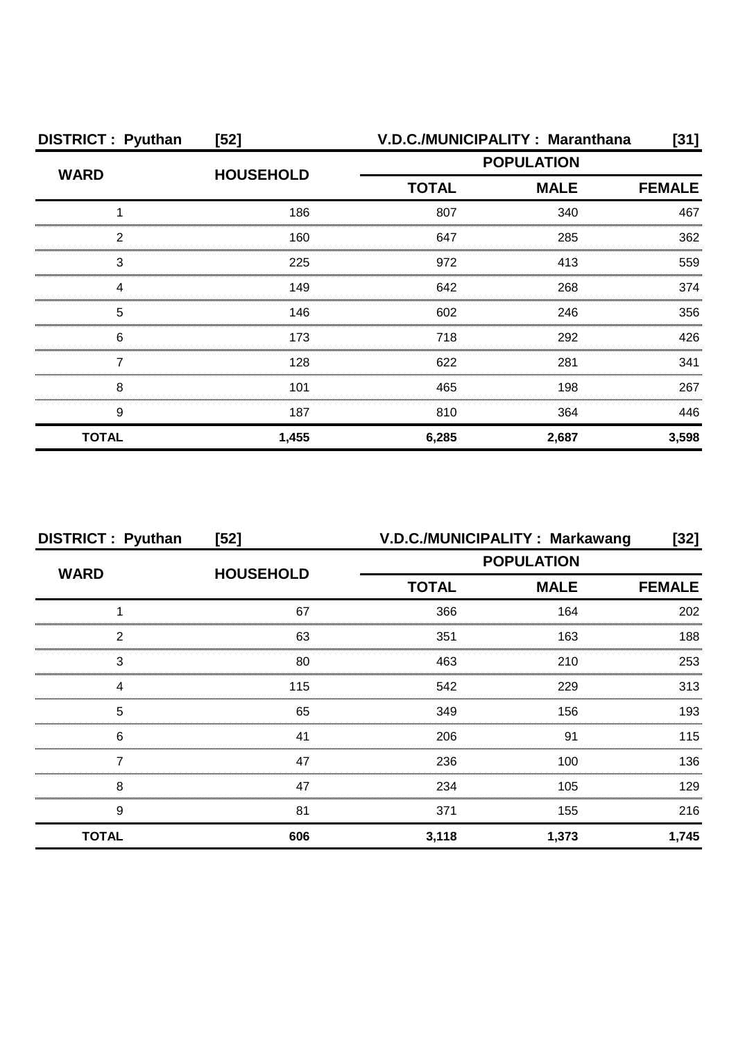**DISTRICT : Pyuthan [52] V.D.C./MUNICIPALITY : Maranthana [31]**

| WARD | HOUSEHOLD | POPULATION | | |
|---|---|---|---|---|
| | | TOTAL | MALE | FEMALE |
| 1 | 186 | 807 | 340 | 467 |
| 2 | 160 | 647 | 285 | 362 |
| 3 | 225 | 972 | 413 | 559 |
| 4 | 149 | 642 | 268 | 374 |
| 5 | 146 | 602 | 246 | 356 |
| 6 | 173 | 718 | 292 | 426 |
| 7 | 128 | 622 | 281 | 341 |
| 8 | 101 | 465 | 198 | 267 |
| 9 | 187 | 810 | 364 | 446 |
| **TOTAL** | **1,455** | **6,285** | **2,687** | **3,598** |

**DISTRICT : Pyuthan [52] V.D.C./MUNICIPALITY : Markawang [32]**

| WARD | HOUSEHOLD | POPULATION | | |
|---|---|---|---|---|
| | | TOTAL | MALE | FEMALE |
| 1 | 67 | 366 | 164 | 202 |
| 2 | 63 | 351 | 163 | 188 |
| 3 | 80 | 463 | 210 | 253 |
| 4 | 115 | 542 | 229 | 313 |
| 5 | 65 | 349 | 156 | 193 |
| 6 | 41 | 206 | 91 | 115 |
| 7 | 47 | 236 | 100 | 136 |
| 8 | 47 | 234 | 105 | 129 |
| 9 | 81 | 371 | 155 | 216 |
| **TOTAL** | **606** | **3,118** | **1,373** | **1,745** |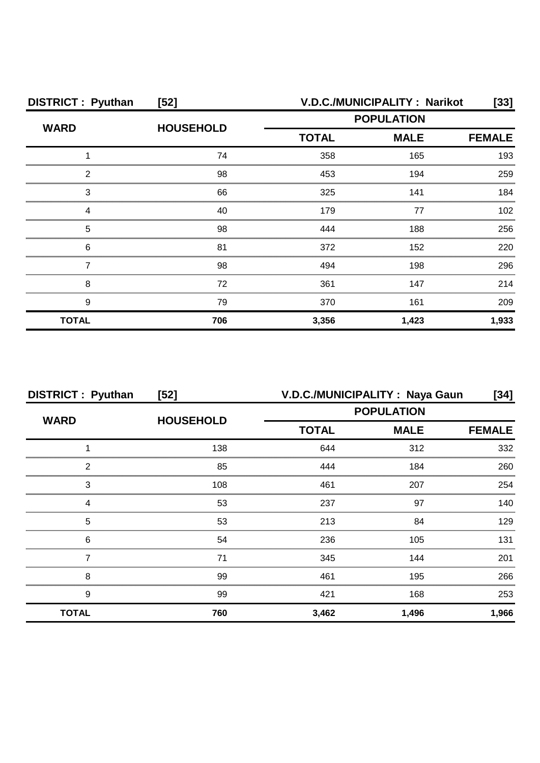| DISTRICT : Pyuthan | [52] | V.D.C./MUNICIPALITY : Narikot | | [33] |
|---|---|---|---|---|
| WARD | HOUSEHOLD | POPULATION | | |
| | | TOTAL | MALE | FEMALE |
| 1 | 74 | 358 | 165 | 193 |
| 2 | 98 | 453 | 194 | 259 |
| 3 | 66 | 325 | 141 | 184 |
| 4 | 40 | 179 | 77 | 102 |
| 5 | 98 | 444 | 188 | 256 |
| 6 | 81 | 372 | 152 | 220 |
| 7 | 98 | 494 | 198 | 296 |
| 8 | 72 | 361 | 147 | 214 |
| 9 | 79 | 370 | 161 | 209 |
| **TOTAL** | **706** | **3,356** | **1,423** | **1,933** |

| DISTRICT : Pyuthan | [52] | V.D.C./MUNICIPALITY : Naya Gaun | | [34] |
|---|---|---|---|---|
| WARD | HOUSEHOLD | POPULATION | | |
| | | TOTAL | MALE | FEMALE |
| 1 | 138 | 644 | 312 | 332 |
| 2 | 85 | 444 | 184 | 260 |
| 3 | 108 | 461 | 207 | 254 |
| 4 | 53 | 237 | 97 | 140 |
| 5 | 53 | 213 | 84 | 129 |
| 6 | 54 | 236 | 105 | 131 |
| 7 | 71 | 345 | 144 | 201 |
| 8 | 99 | 461 | 195 | 266 |
| 9 | 99 | 421 | 168 | 253 |
| **TOTAL** | **760** | **3,462** | **1,496** | **1,966** |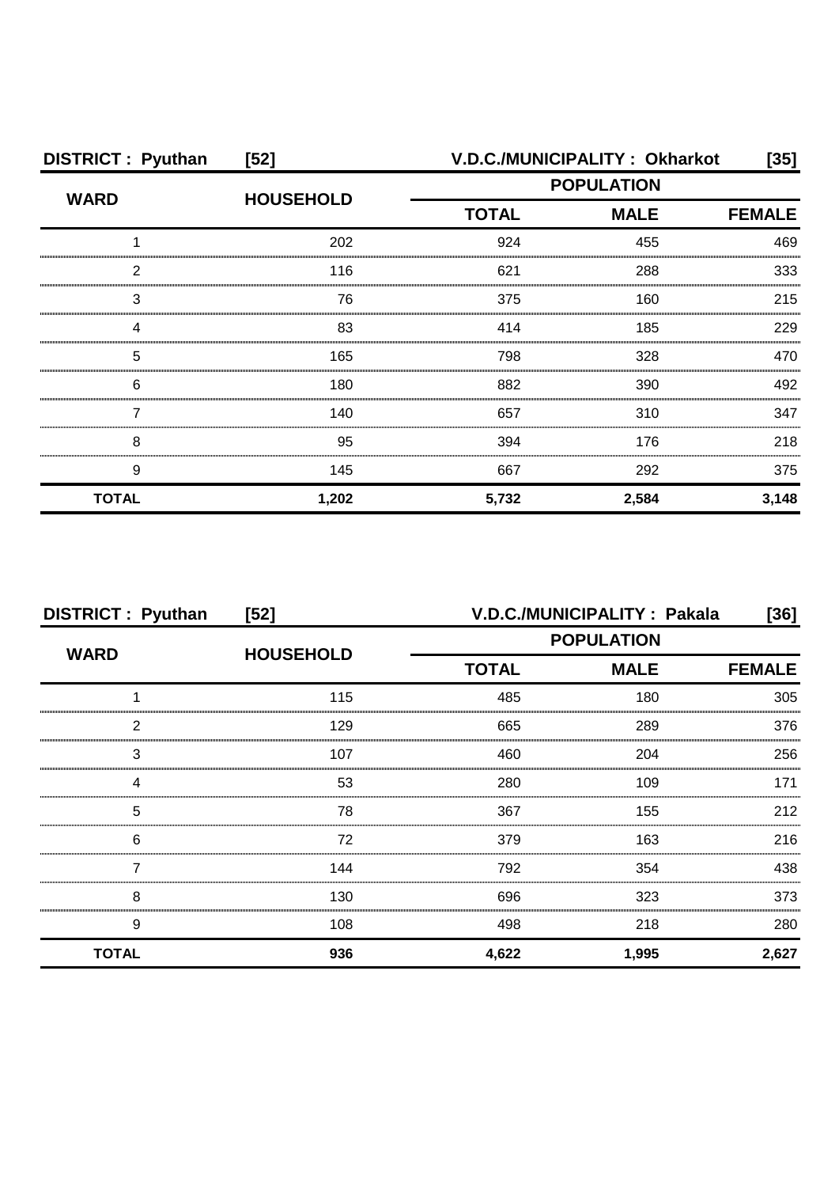**DISTRICT : Pyuthan [52] V.D.C./MUNICIPALITY : Okharkot [35]**

| WARD | HOUSEHOLD | POPULATION | | |
|---|---|---|---|---|
| | | TOTAL | MALE | FEMALE |
| 1 | 202 | 924 | 455 | 469 |
| 2 | 116 | 621 | 288 | 333 |
| 3 | 76 | 375 | 160 | 215 |
| 4 | 83 | 414 | 185 | 229 |
| 5 | 165 | 798 | 328 | 470 |
| 6 | 180 | 882 | 390 | 492 |
| 7 | 140 | 657 | 310 | 347 |
| 8 | 95 | 394 | 176 | 218 |
| 9 | 145 | 667 | 292 | 375 |
| **TOTAL** | **1,202** | **5,732** | **2,584** | **3,148** |

**DISTRICT : Pyuthan [52] V.D.C./MUNICIPALITY : Pakala [36]**

| WARD | HOUSEHOLD | POPULATION | | |
|---|---|---|---|---|
| | | TOTAL | MALE | FEMALE |
| 1 | 115 | 485 | 180 | 305 |
| 2 | 129 | 665 | 289 | 376 |
| 3 | 107 | 460 | 204 | 256 |
| 4 | 53 | 280 | 109 | 171 |
| 5 | 78 | 367 | 155 | 212 |
| 6 | 72 | 379 | 163 | 216 |
| 7 | 144 | 792 | 354 | 438 |
| 8 | 130 | 696 | 323 | 373 |
| 9 | 108 | 498 | 218 | 280 |
| **TOTAL** | **936** | **4,622** | **1,995** | **2,627** |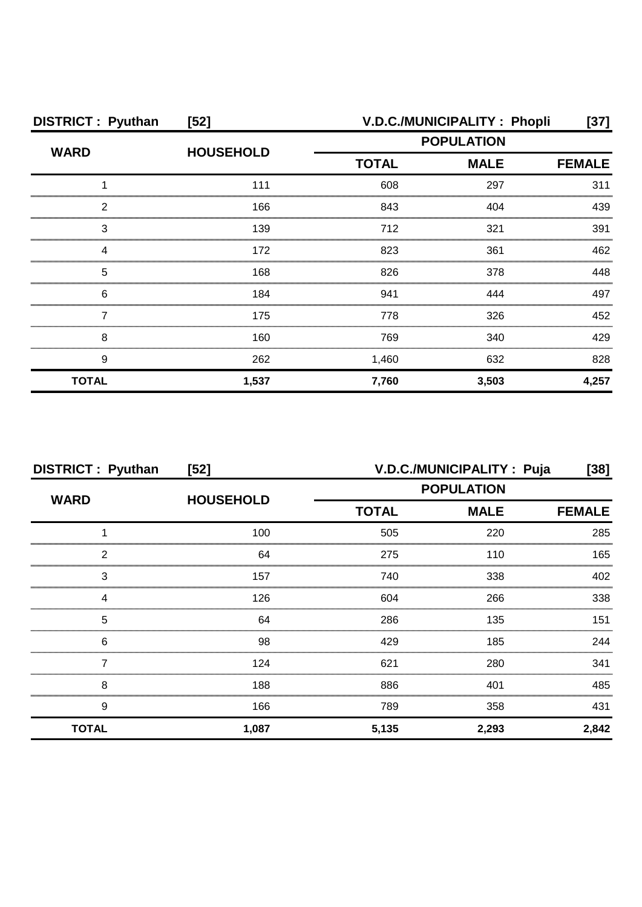**DISTRICT : Pyuthan [52] V.D.C./MUNICIPALITY : Phopli [37]**

| WARD | HOUSEHOLD | POPULATION | | |
|---|---|---|---|---|
| | | TOTAL | MALE | FEMALE |
| 1 | 111 | 608 | 297 | 311 |
| 2 | 166 | 843 | 404 | 439 |
| 3 | 139 | 712 | 321 | 391 |
| 4 | 172 | 823 | 361 | 462 |
| 5 | 168 | 826 | 378 | 448 |
| 6 | 184 | 941 | 444 | 497 |
| 7 | 175 | 778 | 326 | 452 |
| 8 | 160 | 769 | 340 | 429 |
| 9 | 262 | 1,460 | 632 | 828 |
| **TOTAL** | **1,537** | **7,760** | **3,503** | **4,257** |

**DISTRICT : Pyuthan [52] V.D.C./MUNICIPALITY : Puja [38]**

| WARD | HOUSEHOLD | POPULATION | | |
|---|---|---|---|---|
| | | TOTAL | MALE | FEMALE |
| 1 | 100 | 505 | 220 | 285 |
| 2 | 64 | 275 | 110 | 165 |
| 3 | 157 | 740 | 338 | 402 |
| 4 | 126 | 604 | 266 | 338 |
| 5 | 64 | 286 | 135 | 151 |
| 6 | 98 | 429 | 185 | 244 |
| 7 | 124 | 621 | 280 | 341 |
| 8 | 188 | 886 | 401 | 485 |
| 9 | 166 | 789 | 358 | 431 |
| **TOTAL** | **1,087** | **5,135** | **2,293** | **2,842** |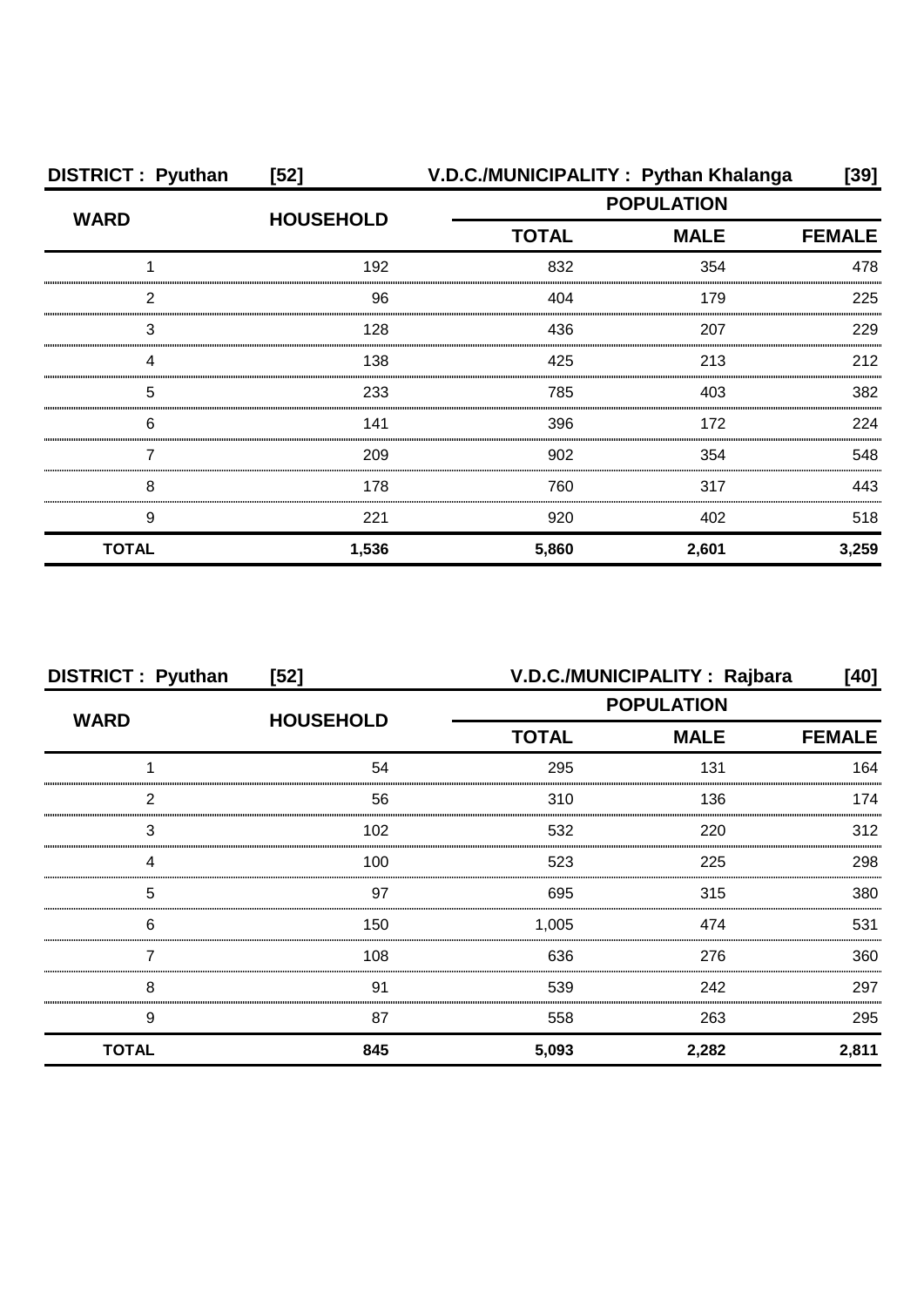**DISTRICT : Pyuthan [52] V.D.C./MUNICIPALITY : Pythan Khalanga [39]**

| WARD | HOUSEHOLD | POPULATION | | |
|---|---|---|---|---|
| | | TOTAL | MALE | FEMALE |
| 1 | 192 | 832 | 354 | 478 |
| 2 | 96 | 404 | 179 | 225 |
| 3 | 128 | 436 | 207 | 229 |
| 4 | 138 | 425 | 213 | 212 |
| 5 | 233 | 785 | 403 | 382 |
| 6 | 141 | 396 | 172 | 224 |
| 7 | 209 | 902 | 354 | 548 |
| 8 | 178 | 760 | 317 | 443 |
| 9 | 221 | 920 | 402 | 518 |
| **TOTAL** | **1,536** | **5,860** | **2,601** | **3,259** |

**DISTRICT : Pyuthan [52] V.D.C./MUNICIPALITY : Rajbara [40]**

| WARD | HOUSEHOLD | POPULATION | | |
|---|---|---|---|---|
| | | TOTAL | MALE | FEMALE |
| 1 | 54 | 295 | 131 | 164 |
| 2 | 56 | 310 | 136 | 174 |
| 3 | 102 | 532 | 220 | 312 |
| 4 | 100 | 523 | 225 | 298 |
| 5 | 97 | 695 | 315 | 380 |
| 6 | 150 | 1,005 | 474 | 531 |
| 7 | 108 | 636 | 276 | 360 |
| 8 | 91 | 539 | 242 | 297 |
| 9 | 87 | 558 | 263 | 295 |
| **TOTAL** | **845** | **5,093** | **2,282** | **2,811** |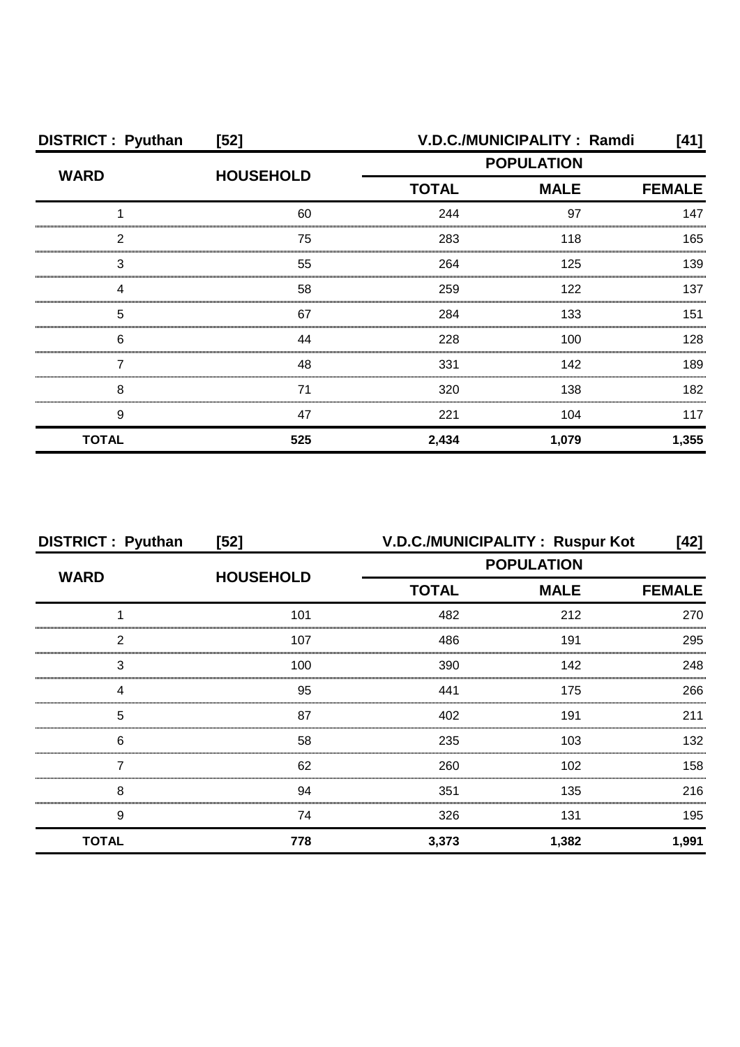**DISTRICT : Pyuthan [52] V.D.C./MUNICIPALITY : Ramdi [41]**

| WARD | HOUSEHOLD | POPULATION | | |
|---|---|---|---|---|
| | | TOTAL | MALE | FEMALE |
| 1 | 60 | 244 | 97 | 147 |
| 2 | 75 | 283 | 118 | 165 |
| 3 | 55 | 264 | 125 | 139 |
| 4 | 58 | 259 | 122 | 137 |
| 5 | 67 | 284 | 133 | 151 |
| 6 | 44 | 228 | 100 | 128 |
| 7 | 48 | 331 | 142 | 189 |
| 8 | 71 | 320 | 138 | 182 |
| 9 | 47 | 221 | 104 | 117 |
| **TOTAL** | **525** | **2,434** | **1,079** | **1,355** |

**DISTRICT : Pyuthan [52] V.D.C./MUNICIPALITY : Ruspur Kot [42]**

| WARD | HOUSEHOLD | POPULATION | | |
|---|---|---|---|---|
| | | TOTAL | MALE | FEMALE |
| 1 | 101 | 482 | 212 | 270 |
| 2 | 107 | 486 | 191 | 295 |
| 3 | 100 | 390 | 142 | 248 |
| 4 | 95 | 441 | 175 | 266 |
| 5 | 87 | 402 | 191 | 211 |
| 6 | 58 | 235 | 103 | 132 |
| 7 | 62 | 260 | 102 | 158 |
| 8 | 94 | 351 | 135 | 216 |
| 9 | 74 | 326 | 131 | 195 |
| **TOTAL** | **778** | **3,373** | **1,382** | **1,991** |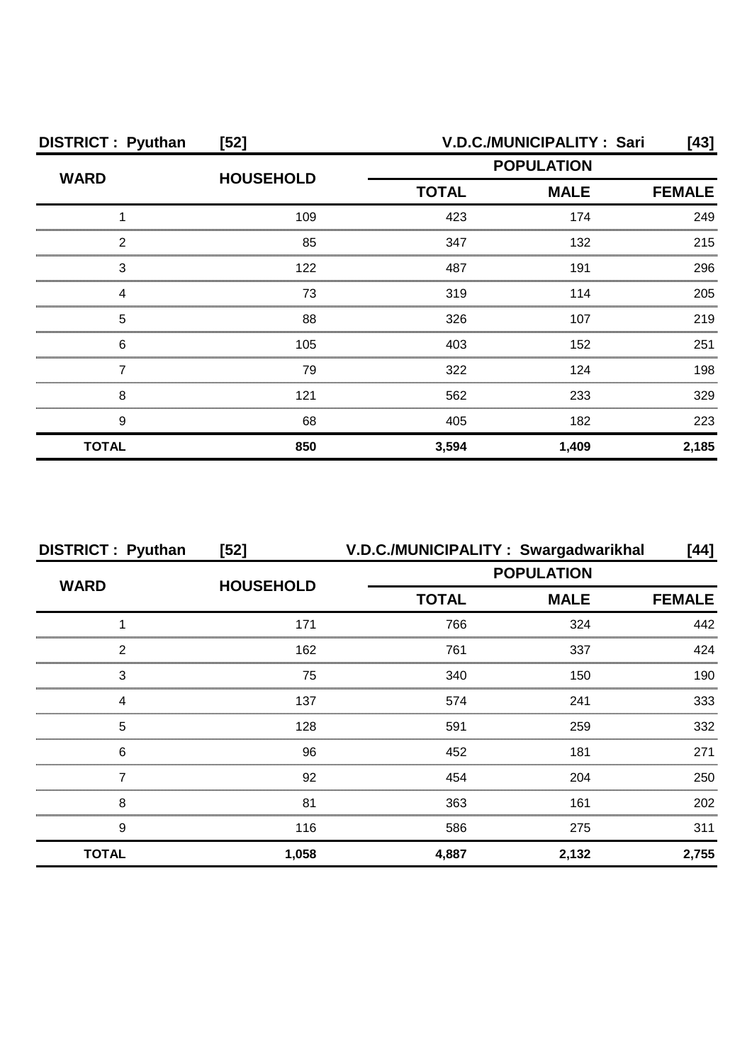**DISTRICT : Pyuthan [52] V.D.C./MUNICIPALITY : Sari [43]**

| WARD | HOUSEHOLD | POPULATION | | |
|---|---|---|---|---|
| | | TOTAL | MALE | FEMALE |
| 1 | 109 | 423 | 174 | 249 |
| 2 | 85 | 347 | 132 | 215 |
| 3 | 122 | 487 | 191 | 296 |
| 4 | 73 | 319 | 114 | 205 |
| 5 | 88 | 326 | 107 | 219 |
| 6 | 105 | 403 | 152 | 251 |
| 7 | 79 | 322 | 124 | 198 |
| 8 | 121 | 562 | 233 | 329 |
| 9 | 68 | 405 | 182 | 223 |
| **TOTAL** | **850** | **3,594** | **1,409** | **2,185** |

**DISTRICT : Pyuthan [52] V.D.C./MUNICIPALITY : Swargadwarikhal [44]**

| WARD | HOUSEHOLD | POPULATION | | |
|---|---|---|---|---|
| | | TOTAL | MALE | FEMALE |
| 1 | 171 | 766 | 324 | 442 |
| 2 | 162 | 761 | 337 | 424 |
| 3 | 75 | 340 | 150 | 190 |
| 4 | 137 | 574 | 241 | 333 |
| 5 | 128 | 591 | 259 | 332 |
| 6 | 96 | 452 | 181 | 271 |
| 7 | 92 | 454 | 204 | 250 |
| 8 | 81 | 363 | 161 | 202 |
| 9 | 116 | 586 | 275 | 311 |
| **TOTAL** | **1,058** | **4,887** | **2,132** | **2,755** |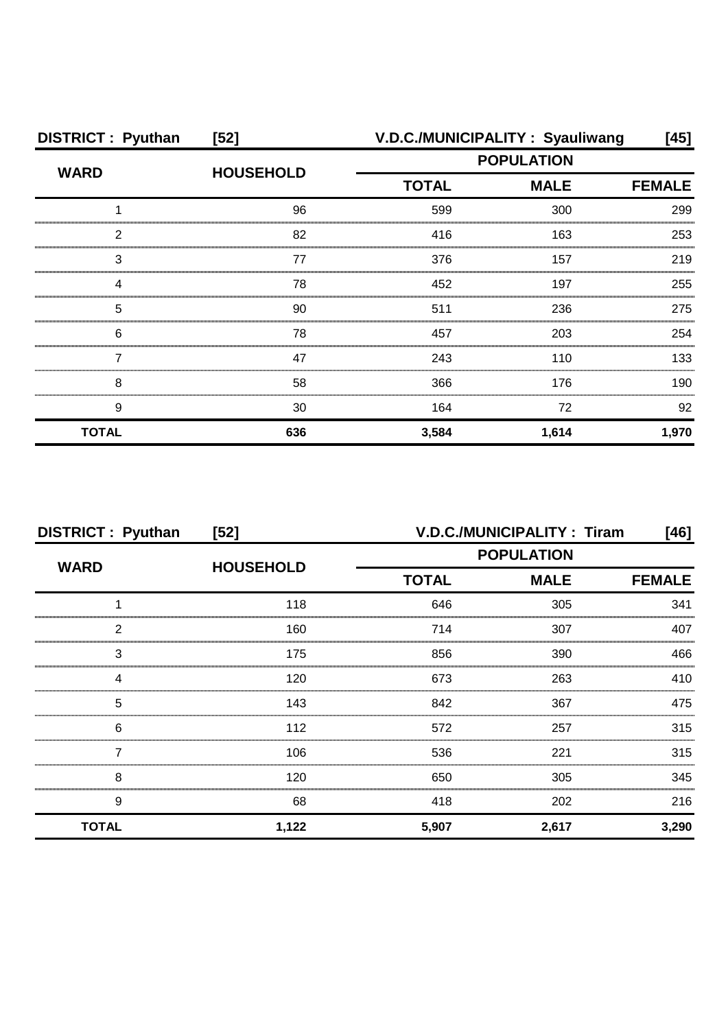| DISTRICT : Pyuthan | [52] | V.D.C./MUNICIPALITY : Syauliwang | | [45] |
|---|---|---|---|---|
| WARD | HOUSEHOLD | POPULATION | | |
| | | TOTAL | MALE | FEMALE |
| 1 | 96 | 599 | 300 | 299 |
| 2 | 82 | 416 | 163 | 253 |
| 3 | 77 | 376 | 157 | 219 |
| 4 | 78 | 452 | 197 | 255 |
| 5 | 90 | 511 | 236 | 275 |
| 6 | 78 | 457 | 203 | 254 |
| 7 | 47 | 243 | 110 | 133 |
| 8 | 58 | 366 | 176 | 190 |
| 9 | 30 | 164 | 72 | 92 |
| **TOTAL** | **636** | **3,584** | **1,614** | **1,970** |

| DISTRICT : Pyuthan | [52] | V.D.C./MUNICIPALITY : Tiram | | [46] |
|---|---|---|---|---|
| WARD | HOUSEHOLD | POPULATION | | |
| | | TOTAL | MALE | FEMALE |
| 1 | 118 | 646 | 305 | 341 |
| 2 | 160 | 714 | 307 | 407 |
| 3 | 175 | 856 | 390 | 466 |
| 4 | 120 | 673 | 263 | 410 |
| 5 | 143 | 842 | 367 | 475 |
| 6 | 112 | 572 | 257 | 315 |
| 7 | 106 | 536 | 221 | 315 |
| 8 | 120 | 650 | 305 | 345 |
| 9 | 68 | 418 | 202 | 216 |
| **TOTAL** | **1,122** | **5,907** | **2,617** | **3,290** |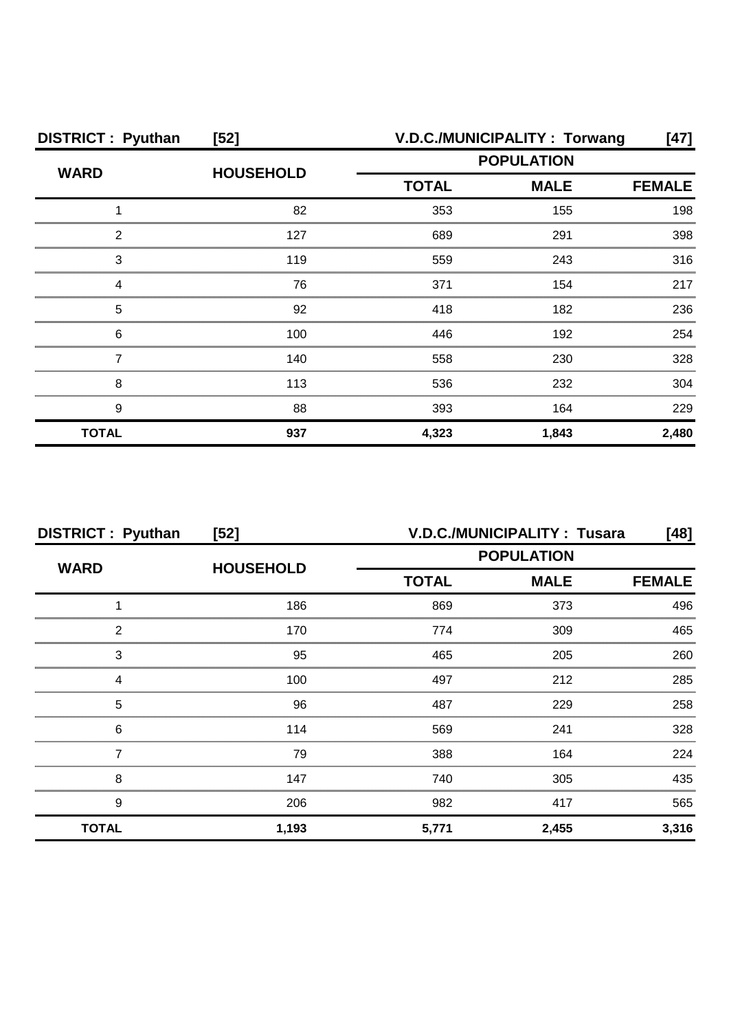**DISTRICT : Pyuthan [52] V.D.C./MUNICIPALITY : Torwang [47]**

| WARD | HOUSEHOLD | POPULATION | | |
|---|---|---|---|---|
| | | TOTAL | MALE | FEMALE |
| 1 | 82 | 353 | 155 | 198 |
| 2 | 127 | 689 | 291 | 398 |
| 3 | 119 | 559 | 243 | 316 |
| 4 | 76 | 371 | 154 | 217 |
| 5 | 92 | 418 | 182 | 236 |
| 6 | 100 | 446 | 192 | 254 |
| 7 | 140 | 558 | 230 | 328 |
| 8 | 113 | 536 | 232 | 304 |
| 9 | 88 | 393 | 164 | 229 |
| **TOTAL** | **937** | **4,323** | **1,843** | **2,480** |

**DISTRICT : Pyuthan [52] V.D.C./MUNICIPALITY : Tusara [48]**

| WARD | HOUSEHOLD | POPULATION | | |
|---|---|---|---|---|
| | | TOTAL | MALE | FEMALE |
| 1 | 186 | 869 | 373 | 496 |
| 2 | 170 | 774 | 309 | 465 |
| 3 | 95 | 465 | 205 | 260 |
| 4 | 100 | 497 | 212 | 285 |
| 5 | 96 | 487 | 229 | 258 |
| 6 | 114 | 569 | 241 | 328 |
| 7 | 79 | 388 | 164 | 224 |
| 8 | 147 | 740 | 305 | 435 |
| 9 | 206 | 982 | 417 | 565 |
| **TOTAL** | **1,193** | **5,771** | **2,455** | **3,316** |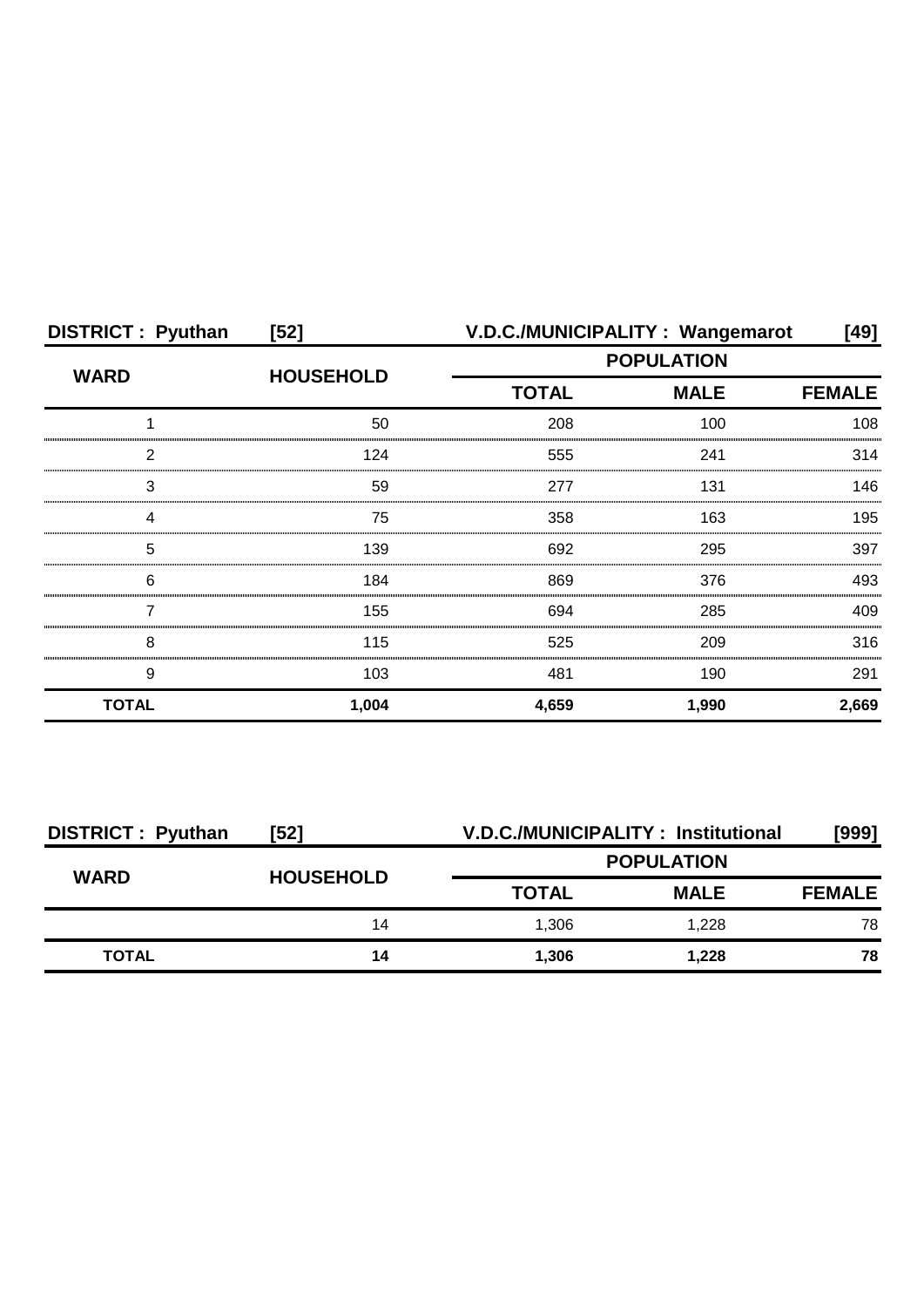| DISTRICT : Pyuthan | [52] | V.D.C./MUNICIPALITY : Wangemarot | | [49] |
|---|---|---|---|---|
| WARD | HOUSEHOLD | POPULATION | | |
| | | TOTAL | MALE | FEMALE |
| 1 | 50 | 208 | 100 | 108 |
| 2 | 124 | 555 | 241 | 314 |
| 3 | 59 | 277 | 131 | 146 |
| 4 | 75 | 358 | 163 | 195 |
| 5 | 139 | 692 | 295 | 397 |
| 6 | 184 | 869 | 376 | 493 |
| 7 | 155 | 694 | 285 | 409 |
| 8 | 115 | 525 | 209 | 316 |
| 9 | 103 | 481 | 190 | 291 |
| **TOTAL** | **1,004** | **4,659** | **1,990** | **2,669** |

| DISTRICT : Pyuthan | [52] | V.D.C./MUNICIPALITY : Institutional | | [999] |
|---|---|---|---|---|
| WARD | HOUSEHOLD | POPULATION | | |
| | | TOTAL | MALE | FEMALE |
| | 14 | 1,306 | 1,228 | 78 |
| **TOTAL** | **14** | **1,306** | **1,228** | **78** |